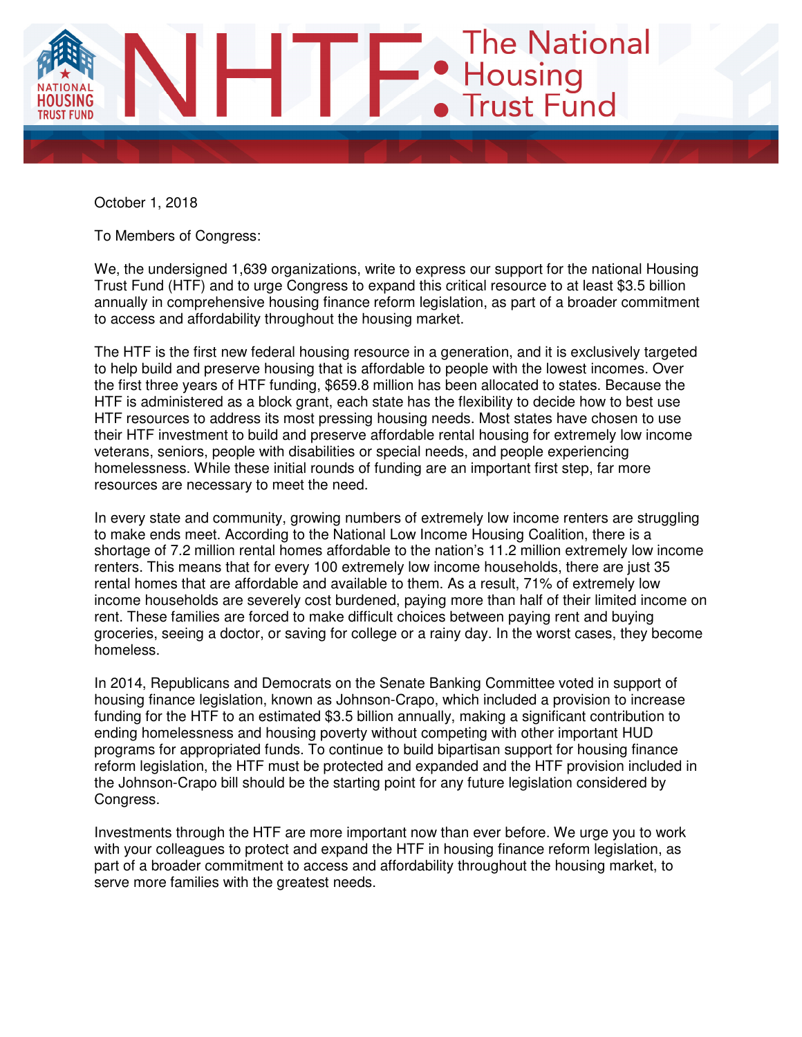# NHTF: The National Housing Trust Fund

October 1, 2018

To Members of Congress:

We, the undersigned 1,639 organizations, write to express our support for the national Housing Trust Fund (HTF) and to urge Congress to expand this critical resource to at least $3.5 billion annually in comprehensive housing finance reform legislation, as part of a broader commitment to access and affordability throughout the housing market.

The HTF is the first new federal housing resource in a generation, and it is exclusively targeted to help build and preserve housing that is affordable to people with the lowest incomes. Over the first three years of HTF funding, $659.8 million has been allocated to states. Because the HTF is administered as a block grant, each state has the flexibility to decide how to best use HTF resources to address its most pressing housing needs. Most states have chosen to use their HTF investment to build and preserve affordable rental housing for extremely low income veterans, seniors, people with disabilities or special needs, and people experiencing homelessness. While these initial rounds of funding are an important first step, far more resources are necessary to meet the need.

In every state and community, growing numbers of extremely low income renters are struggling to make ends meet. According to the National Low Income Housing Coalition, there is a shortage of 7.2 million rental homes affordable to the nation's 11.2 million extremely low income renters. This means that for every 100 extremely low income households, there are just 35 rental homes that are affordable and available to them. As a result, 71% of extremely low income households are severely cost burdened, paying more than half of their limited income on rent. These families are forced to make difficult choices between paying rent and buying groceries, seeing a doctor, or saving for college or a rainy day. In the worst cases, they become homeless.

In 2014, Republicans and Democrats on the Senate Banking Committee voted in support of housing finance legislation, known as Johnson-Crapo, which included a provision to increase funding for the HTF to an estimated $3.5 billion annually, making a significant contribution to ending homelessness and housing poverty without competing with other important HUD programs for appropriated funds. To continue to build bipartisan support for housing finance reform legislation, the HTF must be protected and expanded and the HTF provision included in the Johnson-Crapo bill should be the starting point for any future legislation considered by Congress.

Investments through the HTF are more important now than ever before. We urge you to work with your colleagues to protect and expand the HTF in housing finance reform legislation, as part of a broader commitment to access and affordability throughout the housing market, to serve more families with the greatest needs.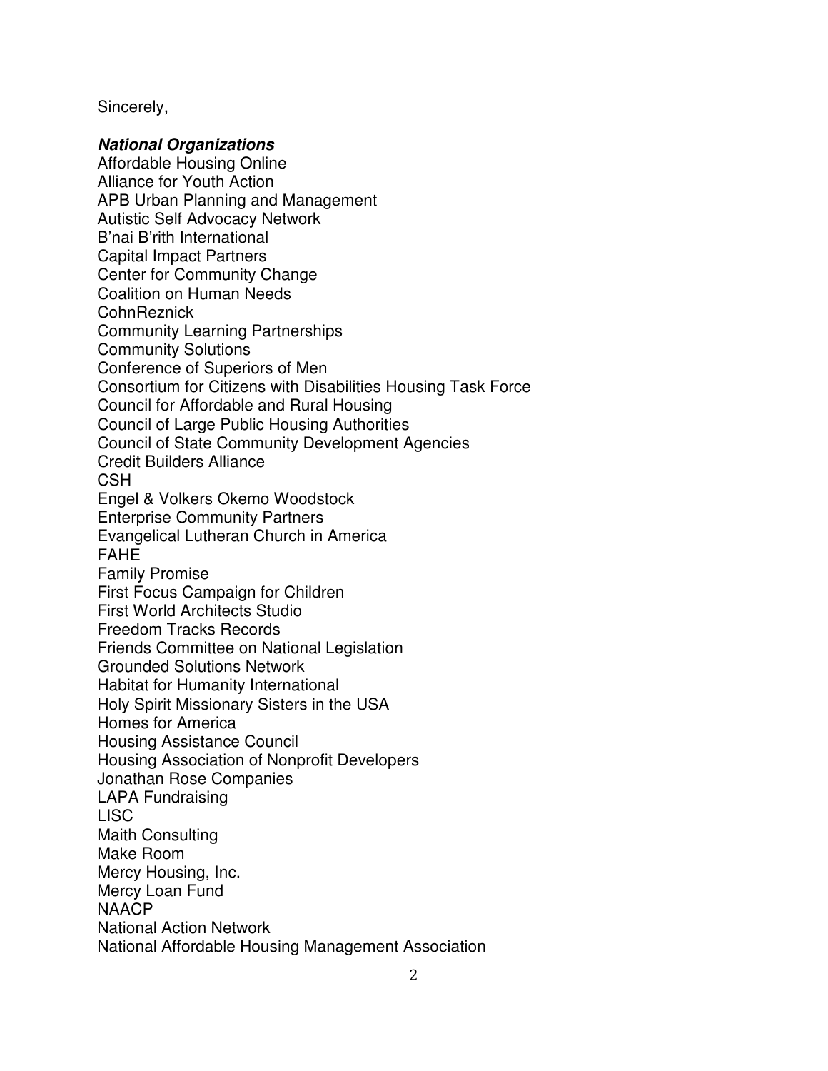Sincerely,

***National Organizations***

Affordable Housing Online
Alliance for Youth Action
APB Urban Planning and Management
Autistic Self Advocacy Network
B'nai B'rith International
Capital Impact Partners
Center for Community Change
Coalition on Human Needs
CohnReznick
Community Learning Partnerships
Community Solutions
Conference of Superiors of Men
Consortium for Citizens with Disabilities Housing Task Force
Council for Affordable and Rural Housing
Council of Large Public Housing Authorities
Council of State Community Development Agencies
Credit Builders Alliance
CSH
Engel & Volkers Okemo Woodstock
Enterprise Community Partners
Evangelical Lutheran Church in America
FAHE
Family Promise
First Focus Campaign for Children
First World Architects Studio
Freedom Tracks Records
Friends Committee on National Legislation
Grounded Solutions Network
Habitat for Humanity International
Holy Spirit Missionary Sisters in the USA
Homes for America
Housing Assistance Council
Housing Association of Nonprofit Developers
Jonathan Rose Companies
LAPA Fundraising
LISC
Maith Consulting
Make Room
Mercy Housing, Inc.
Mercy Loan Fund
NAACP
National Action Network
National Affordable Housing Management Association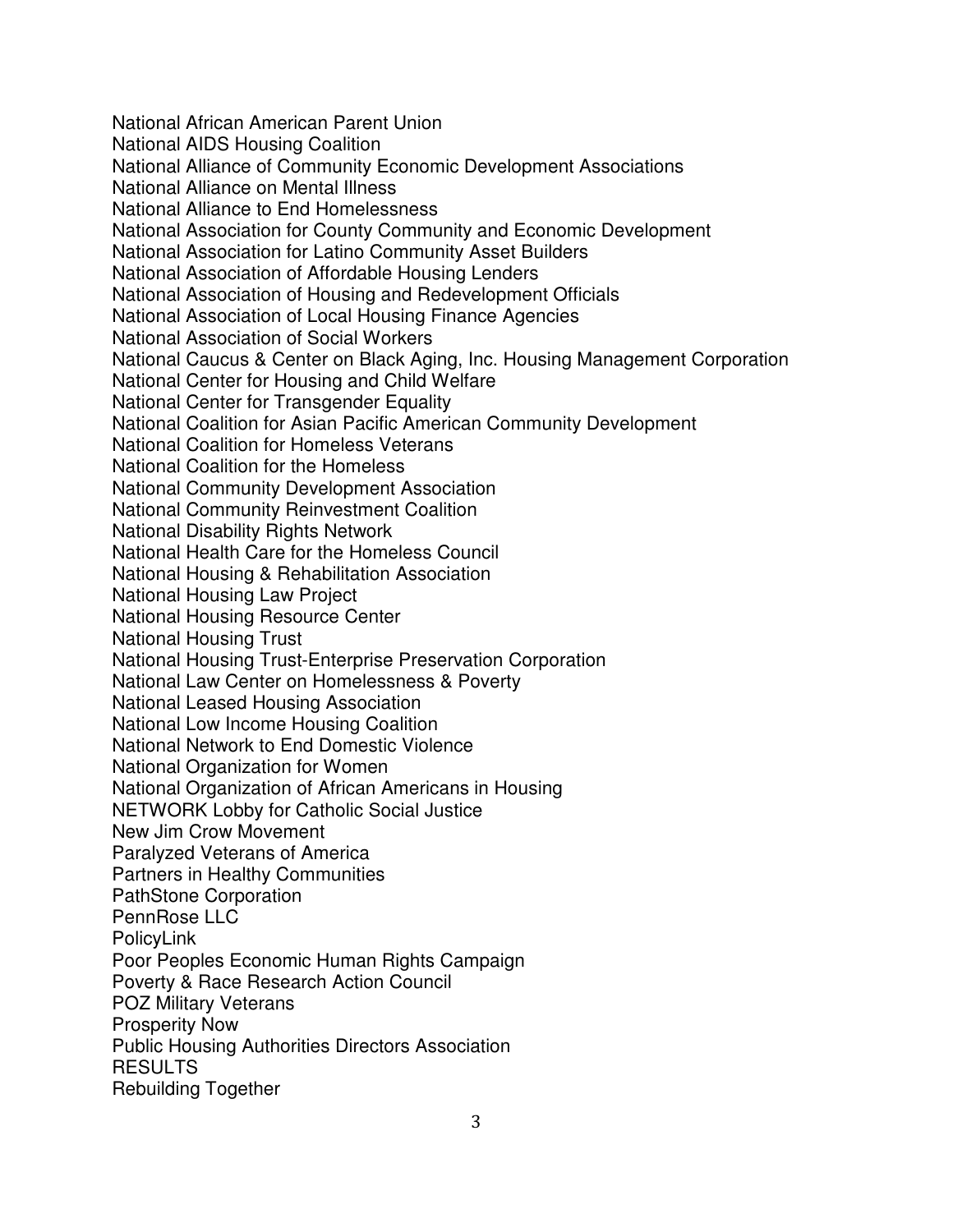National African American Parent Union
National AIDS Housing Coalition
National Alliance of Community Economic Development Associations
National Alliance on Mental Illness
National Alliance to End Homelessness
National Association for County Community and Economic Development
National Association for Latino Community Asset Builders
National Association of Affordable Housing Lenders
National Association of Housing and Redevelopment Officials
National Association of Local Housing Finance Agencies
National Association of Social Workers
National Caucus & Center on Black Aging, Inc. Housing Management Corporation
National Center for Housing and Child Welfare
National Center for Transgender Equality
National Coalition for Asian Pacific American Community Development
National Coalition for Homeless Veterans
National Coalition for the Homeless
National Community Development Association
National Community Reinvestment Coalition
National Disability Rights Network
National Health Care for the Homeless Council
National Housing & Rehabilitation Association
National Housing Law Project
National Housing Resource Center
National Housing Trust
National Housing Trust-Enterprise Preservation Corporation
National Law Center on Homelessness & Poverty
National Leased Housing Association
National Low Income Housing Coalition
National Network to End Domestic Violence
National Organization for Women
National Organization of African Americans in Housing
NETWORK Lobby for Catholic Social Justice
New Jim Crow Movement
Paralyzed Veterans of America
Partners in Healthy Communities
PathStone Corporation
PennRose LLC
PolicyLink
Poor Peoples Economic Human Rights Campaign
Poverty & Race Research Action Council
POZ Military Veterans
Prosperity Now
Public Housing Authorities Directors Association
RESULTS
Rebuilding Together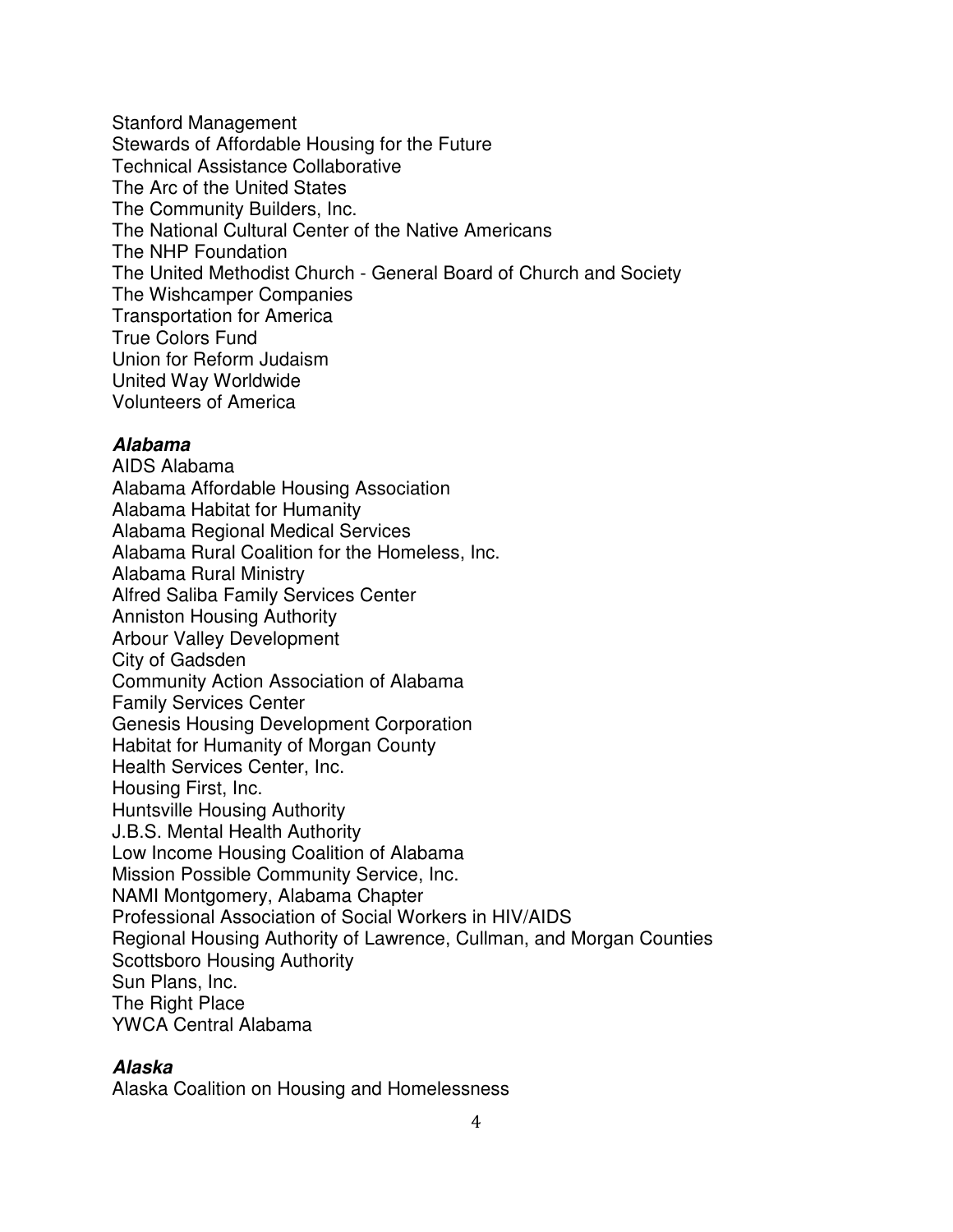Stanford Management
Stewards of Affordable Housing for the Future
Technical Assistance Collaborative
The Arc of the United States
The Community Builders, Inc.
The National Cultural Center of the Native Americans
The NHP Foundation
The United Methodist Church - General Board of Church and Society
The Wishcamper Companies
Transportation for America
True Colors Fund
Union for Reform Judaism
United Way Worldwide
Volunteers of America

***Alabama***

AIDS Alabama
Alabama Affordable Housing Association
Alabama Habitat for Humanity
Alabama Regional Medical Services
Alabama Rural Coalition for the Homeless, Inc.
Alabama Rural Ministry
Alfred Saliba Family Services Center
Anniston Housing Authority
Arbour Valley Development
City of Gadsden
Community Action Association of Alabama
Family Services Center
Genesis Housing Development Corporation
Habitat for Humanity of Morgan County
Health Services Center, Inc.
Housing First, Inc.
Huntsville Housing Authority
J.B.S. Mental Health Authority
Low Income Housing Coalition of Alabama
Mission Possible Community Service, Inc.
NAMI Montgomery, Alabama Chapter
Professional Association of Social Workers in HIV/AIDS
Regional Housing Authority of Lawrence, Cullman, and Morgan Counties
Scottsboro Housing Authority
Sun Plans, Inc.
The Right Place
YWCA Central Alabama

***Alaska***

Alaska Coalition on Housing and Homelessness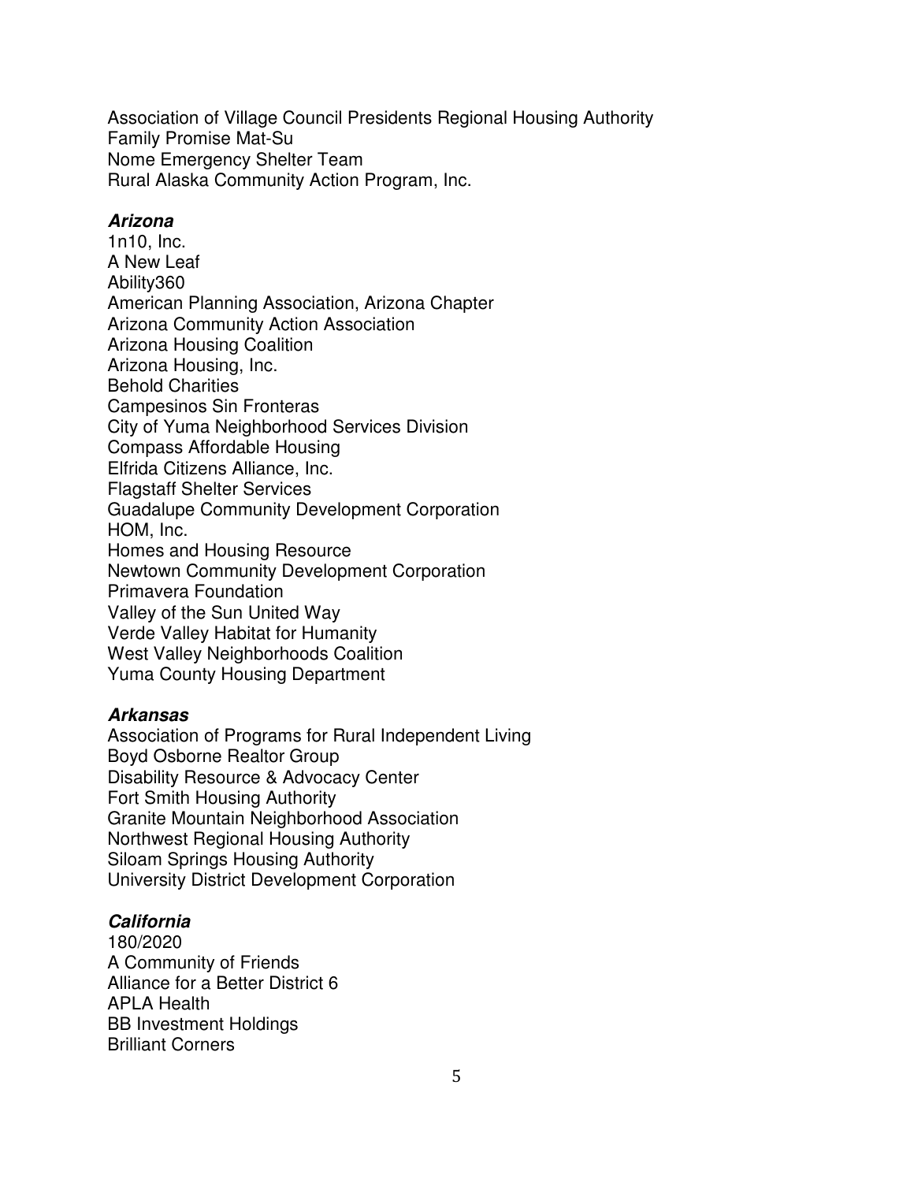Association of Village Council Presidents Regional Housing Authority
Family Promise Mat-Su
Nome Emergency Shelter Team
Rural Alaska Community Action Program, Inc.

***Arizona***
1n10, Inc.
A New Leaf
Ability360
American Planning Association, Arizona Chapter
Arizona Community Action Association
Arizona Housing Coalition
Arizona Housing, Inc.
Behold Charities
Campesinos Sin Fronteras
City of Yuma Neighborhood Services Division
Compass Affordable Housing
Elfrida Citizens Alliance, Inc.
Flagstaff Shelter Services
Guadalupe Community Development Corporation
HOM, Inc.
Homes and Housing Resource
Newtown Community Development Corporation
Primavera Foundation
Valley of the Sun United Way
Verde Valley Habitat for Humanity
West Valley Neighborhoods Coalition
Yuma County Housing Department

***Arkansas***
Association of Programs for Rural Independent Living
Boyd Osborne Realtor Group
Disability Resource & Advocacy Center
Fort Smith Housing Authority
Granite Mountain Neighborhood Association
Northwest Regional Housing Authority
Siloam Springs Housing Authority
University District Development Corporation

***California***
180/2020
A Community of Friends
Alliance for a Better District 6
APLA Health
BB Investment Holdings
Brilliant Corners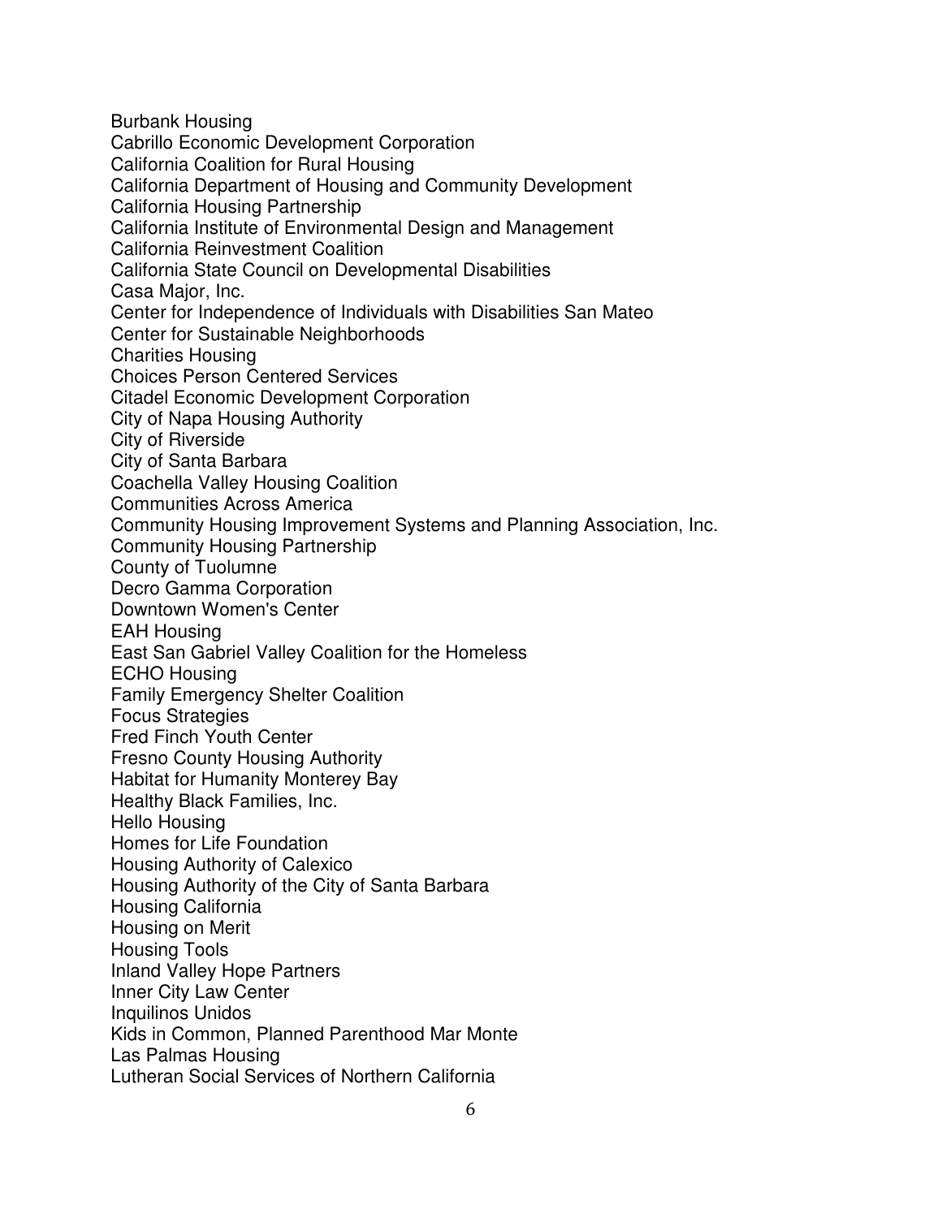Burbank Housing
Cabrillo Economic Development Corporation
California Coalition for Rural Housing
California Department of Housing and Community Development
California Housing Partnership
California Institute of Environmental Design and Management
California Reinvestment Coalition
California State Council on Developmental Disabilities
Casa Major, Inc.
Center for Independence of Individuals with Disabilities San Mateo
Center for Sustainable Neighborhoods
Charities Housing
Choices Person Centered Services
Citadel Economic Development Corporation
City of Napa Housing Authority
City of Riverside
City of Santa Barbara
Coachella Valley Housing Coalition
Communities Across America
Community Housing Improvement Systems and Planning Association, Inc.
Community Housing Partnership
County of Tuolumne
Decro Gamma Corporation
Downtown Women's Center
EAH Housing
East San Gabriel Valley Coalition for the Homeless
ECHO Housing
Family Emergency Shelter Coalition
Focus Strategies
Fred Finch Youth Center
Fresno County Housing Authority
Habitat for Humanity Monterey Bay
Healthy Black Families, Inc.
Hello Housing
Homes for Life Foundation
Housing Authority of Calexico
Housing Authority of the City of Santa Barbara
Housing California
Housing on Merit
Housing Tools
Inland Valley Hope Partners
Inner City Law Center
Inquilinos Unidos
Kids in Common, Planned Parenthood Mar Monte
Las Palmas Housing
Lutheran Social Services of Northern California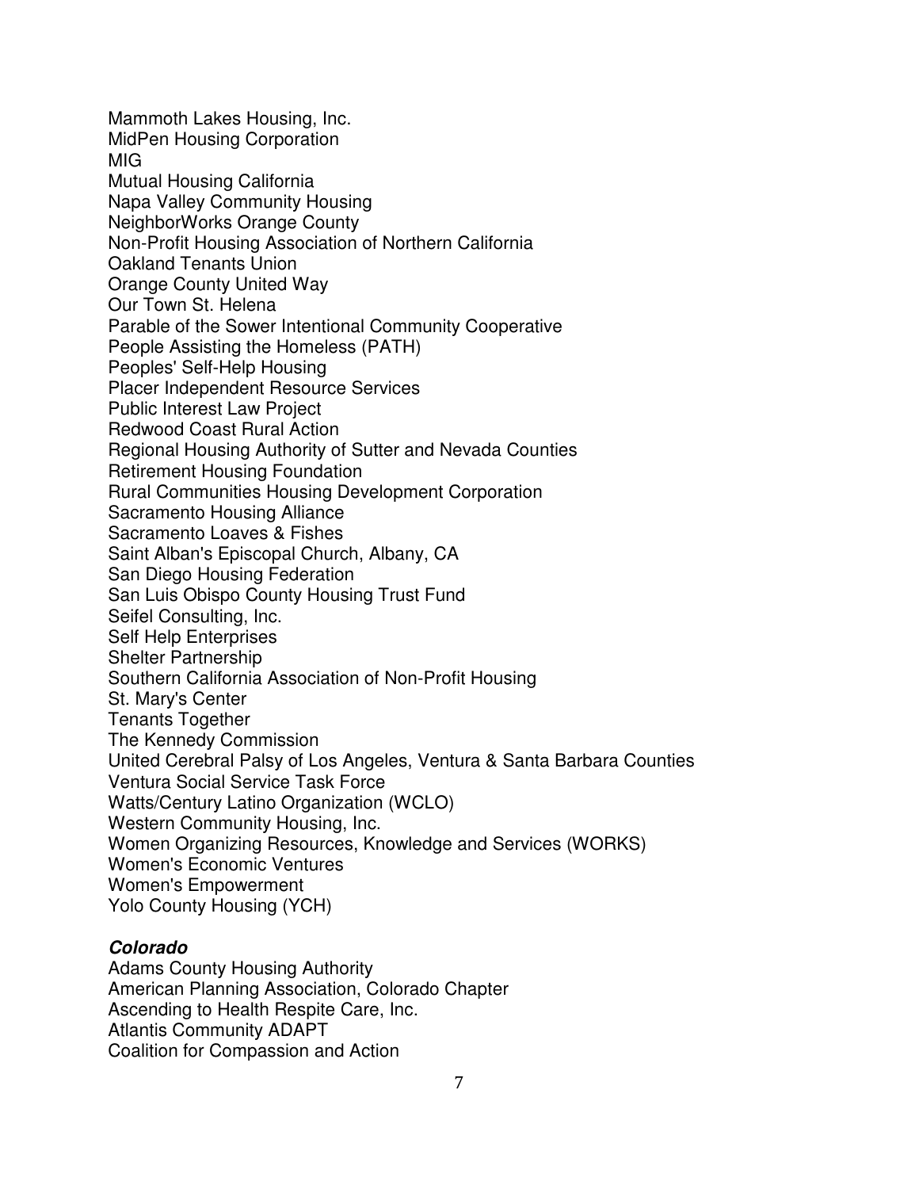Mammoth Lakes Housing, Inc.
MidPen Housing Corporation
MIG
Mutual Housing California
Napa Valley Community Housing
NeighborWorks Orange County
Non-Profit Housing Association of Northern California
Oakland Tenants Union
Orange County United Way
Our Town St. Helena
Parable of the Sower Intentional Community Cooperative
People Assisting the Homeless (PATH)
Peoples' Self-Help Housing
Placer Independent Resource Services
Public Interest Law Project
Redwood Coast Rural Action
Regional Housing Authority of Sutter and Nevada Counties
Retirement Housing Foundation
Rural Communities Housing Development Corporation
Sacramento Housing Alliance
Sacramento Loaves & Fishes
Saint Alban's Episcopal Church, Albany, CA
San Diego Housing Federation
San Luis Obispo County Housing Trust Fund
Seifel Consulting, Inc.
Self Help Enterprises
Shelter Partnership
Southern California Association of Non-Profit Housing
St. Mary's Center
Tenants Together
The Kennedy Commission
United Cerebral Palsy of Los Angeles, Ventura & Santa Barbara Counties
Ventura Social Service Task Force
Watts/Century Latino Organization (WCLO)
Western Community Housing, Inc.
Women Organizing Resources, Knowledge and Services (WORKS)
Women's Economic Ventures
Women's Empowerment
Yolo County Housing (YCH)

***Colorado***

Adams County Housing Authority
American Planning Association, Colorado Chapter
Ascending to Health Respite Care, Inc.
Atlantis Community ADAPT
Coalition for Compassion and Action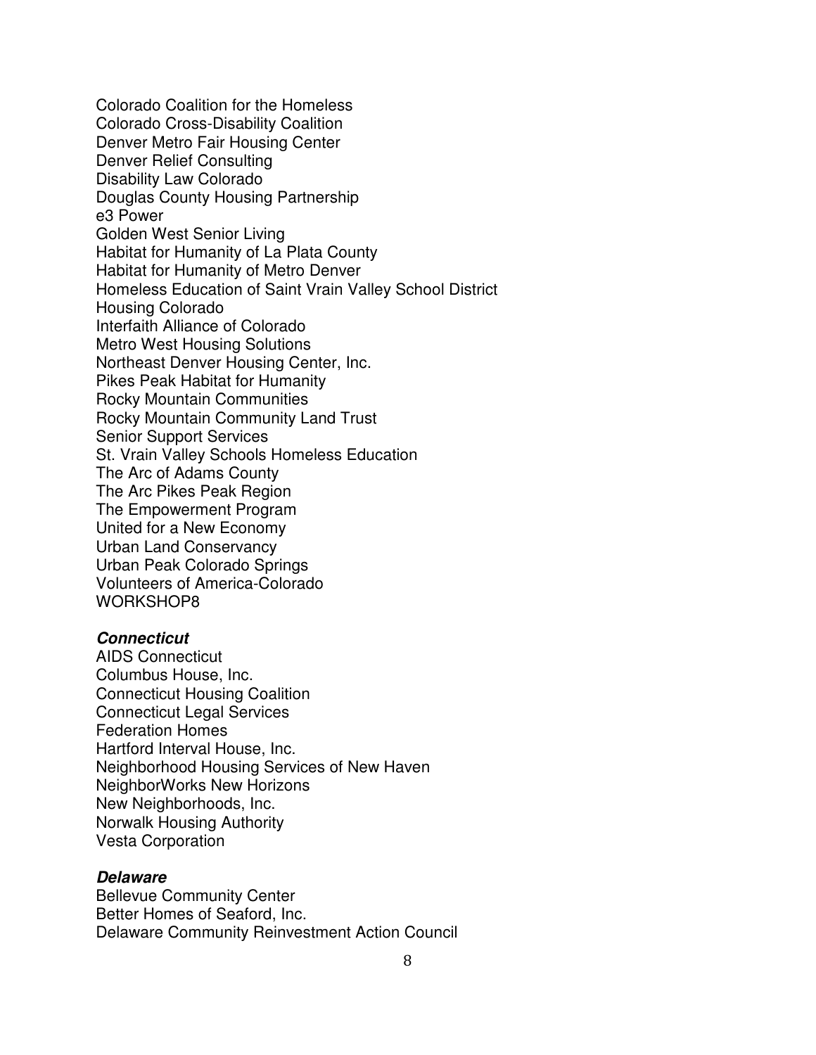Colorado Coalition for the Homeless
Colorado Cross-Disability Coalition
Denver Metro Fair Housing Center
Denver Relief Consulting
Disability Law Colorado
Douglas County Housing Partnership
e3 Power
Golden West Senior Living
Habitat for Humanity of La Plata County
Habitat for Humanity of Metro Denver
Homeless Education of Saint Vrain Valley School District
Housing Colorado
Interfaith Alliance of Colorado
Metro West Housing Solutions
Northeast Denver Housing Center, Inc.
Pikes Peak Habitat for Humanity
Rocky Mountain Communities
Rocky Mountain Community Land Trust
Senior Support Services
St. Vrain Valley Schools Homeless Education
The Arc of Adams County
The Arc Pikes Peak Region
The Empowerment Program
United for a New Economy
Urban Land Conservancy
Urban Peak Colorado Springs
Volunteers of America-Colorado
WORKSHOP8

***Connecticut***

AIDS Connecticut
Columbus House, Inc.
Connecticut Housing Coalition
Connecticut Legal Services
Federation Homes
Hartford Interval House, Inc.
Neighborhood Housing Services of New Haven
NeighborWorks New Horizons
New Neighborhoods, Inc.
Norwalk Housing Authority
Vesta Corporation

***Delaware***

Bellevue Community Center
Better Homes of Seaford, Inc.
Delaware Community Reinvestment Action Council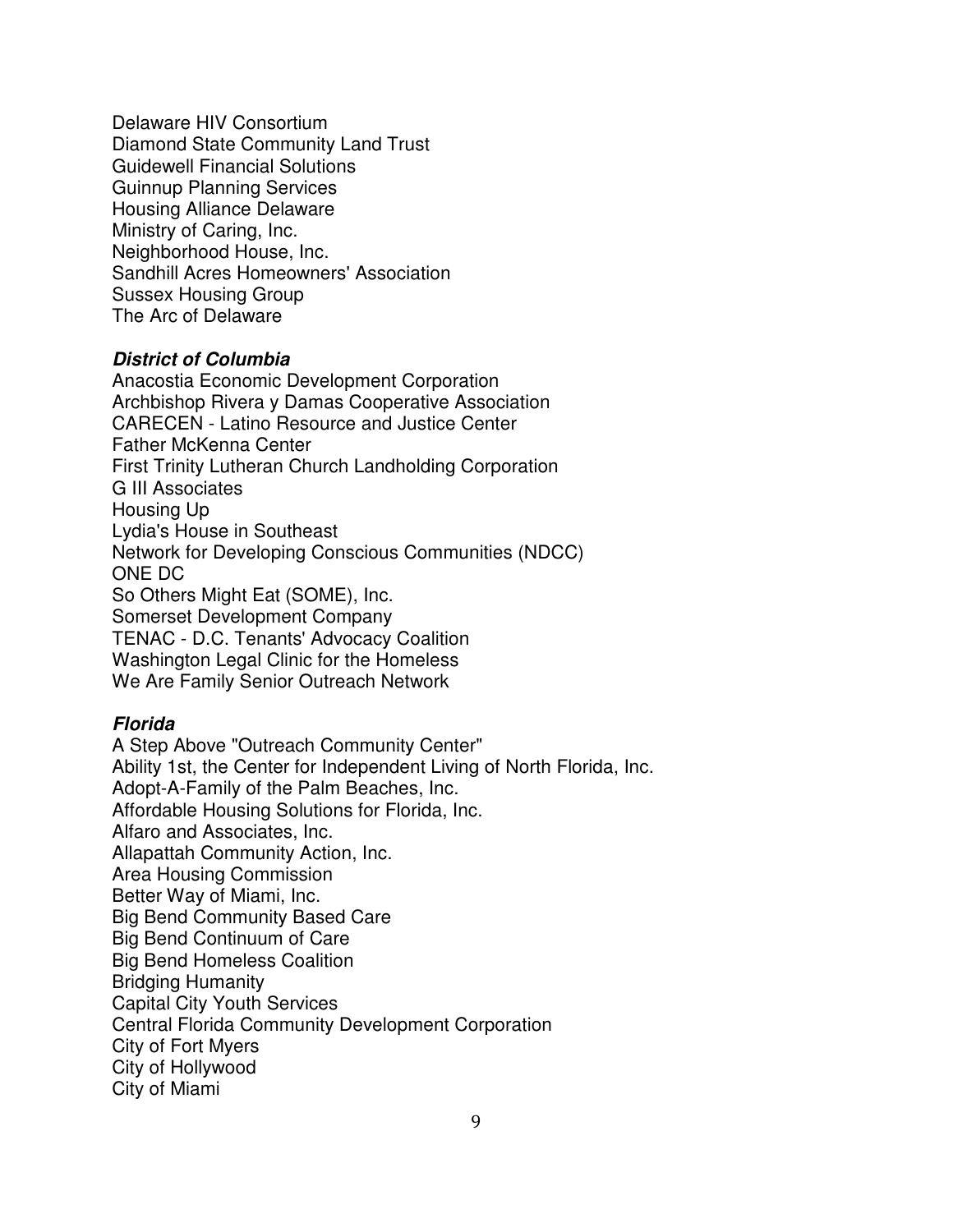Delaware HIV Consortium
Diamond State Community Land Trust
Guidewell Financial Solutions
Guinnup Planning Services
Housing Alliance Delaware
Ministry of Caring, Inc.
Neighborhood House, Inc.
Sandhill Acres Homeowners' Association
Sussex Housing Group
The Arc of Delaware

***District of Columbia***

Anacostia Economic Development Corporation
Archbishop Rivera y Damas Cooperative Association
CARECEN - Latino Resource and Justice Center
Father McKenna Center
First Trinity Lutheran Church Landholding Corporation
G III Associates
Housing Up
Lydia's House in Southeast
Network for Developing Conscious Communities (NDCC)
ONE DC
So Others Might Eat (SOME), Inc.
Somerset Development Company
TENAC - D.C. Tenants' Advocacy Coalition
Washington Legal Clinic for the Homeless
We Are Family Senior Outreach Network

***Florida***

A Step Above "Outreach Community Center"
Ability 1st, the Center for Independent Living of North Florida, Inc.
Adopt-A-Family of the Palm Beaches, Inc.
Affordable Housing Solutions for Florida, Inc.
Alfaro and Associates, Inc.
Allapattah Community Action, Inc.
Area Housing Commission
Better Way of Miami, Inc.
Big Bend Community Based Care
Big Bend Continuum of Care
Big Bend Homeless Coalition
Bridging Humanity
Capital City Youth Services
Central Florida Community Development Corporation
City of Fort Myers
City of Hollywood
City of Miami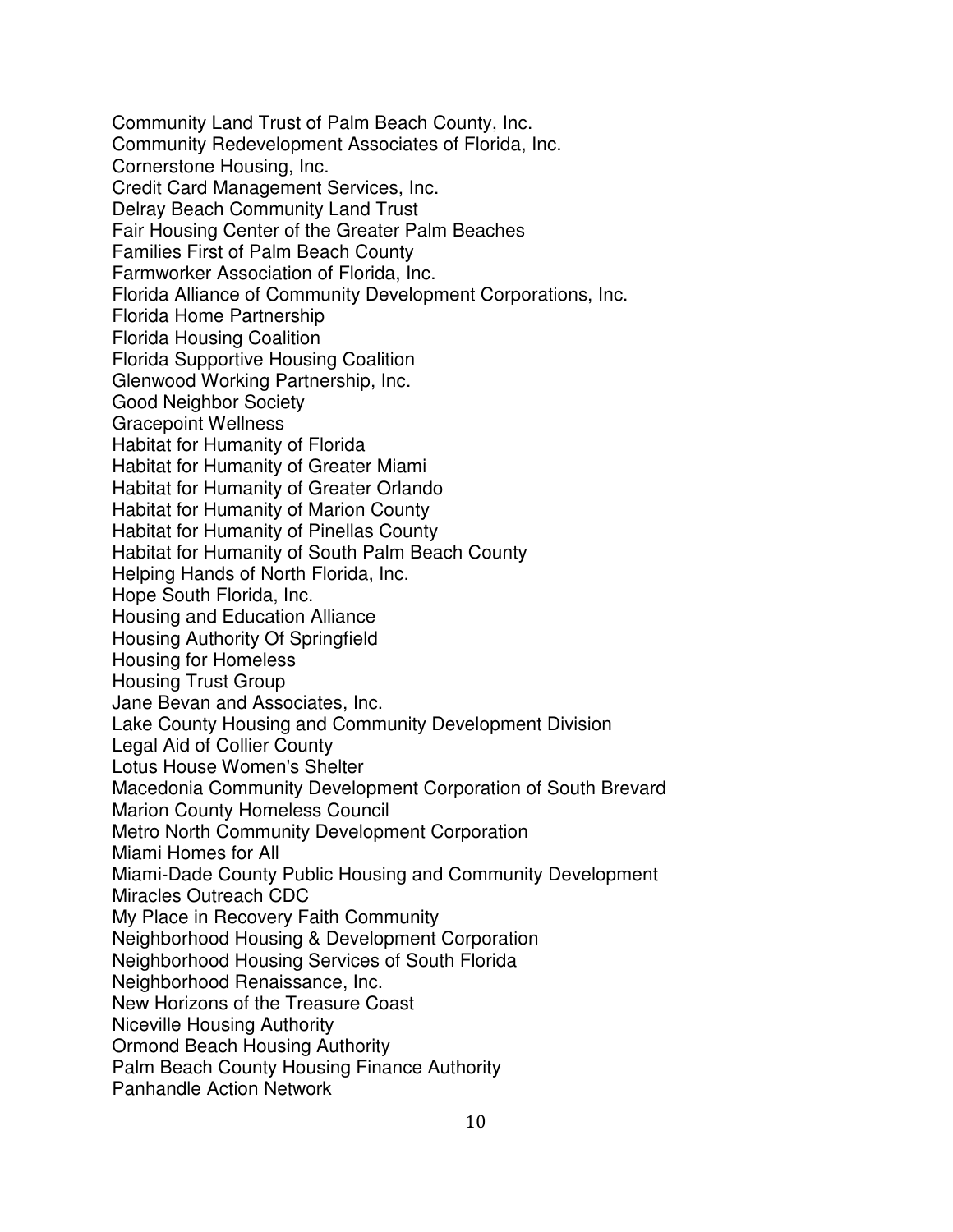Community Land Trust of Palm Beach County, Inc.
Community Redevelopment Associates of Florida, Inc.
Cornerstone Housing, Inc.
Credit Card Management Services, Inc.
Delray Beach Community Land Trust
Fair Housing Center of the Greater Palm Beaches
Families First of Palm Beach County
Farmworker Association of Florida, Inc.
Florida Alliance of Community Development Corporations, Inc.
Florida Home Partnership
Florida Housing Coalition
Florida Supportive Housing Coalition
Glenwood Working Partnership, Inc.
Good Neighbor Society
Gracepoint Wellness
Habitat for Humanity of Florida
Habitat for Humanity of Greater Miami
Habitat for Humanity of Greater Orlando
Habitat for Humanity of Marion County
Habitat for Humanity of Pinellas County
Habitat for Humanity of South Palm Beach County
Helping Hands of North Florida, Inc.
Hope South Florida, Inc.
Housing and Education Alliance
Housing Authority Of Springfield
Housing for Homeless
Housing Trust Group
Jane Bevan and Associates, Inc.
Lake County Housing and Community Development Division
Legal Aid of Collier County
Lotus House Women's Shelter
Macedonia Community Development Corporation of South Brevard
Marion County Homeless Council
Metro North Community Development Corporation
Miami Homes for All
Miami-Dade County Public Housing and Community Development
Miracles Outreach CDC
My Place in Recovery Faith Community
Neighborhood Housing & Development Corporation
Neighborhood Housing Services of South Florida
Neighborhood Renaissance, Inc.
New Horizons of the Treasure Coast
Niceville Housing Authority
Ormond Beach Housing Authority
Palm Beach County Housing Finance Authority
Panhandle Action Network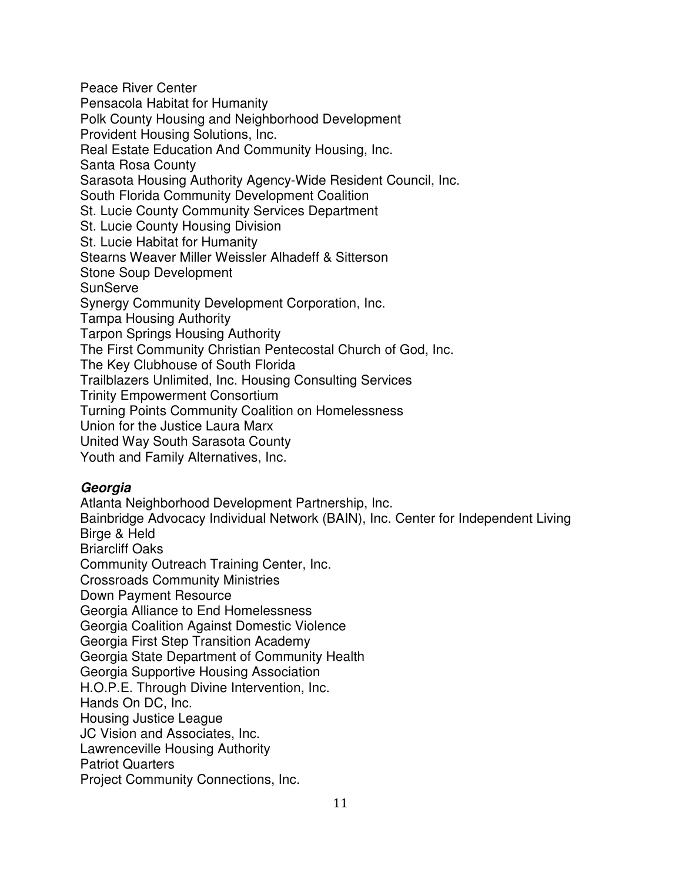Peace River Center
Pensacola Habitat for Humanity
Polk County Housing and Neighborhood Development
Provident Housing Solutions, Inc.
Real Estate Education And Community Housing, Inc.
Santa Rosa County
Sarasota Housing Authority Agency-Wide Resident Council, Inc.
South Florida Community Development Coalition
St. Lucie County Community Services Department
St. Lucie County Housing Division
St. Lucie Habitat for Humanity
Stearns Weaver Miller Weissler Alhadeff & Sitterson
Stone Soup Development
SunServe
Synergy Community Development Corporation, Inc.
Tampa Housing Authority
Tarpon Springs Housing Authority
The First Community Christian Pentecostal Church of God, Inc.
The Key Clubhouse of South Florida
Trailblazers Unlimited, Inc. Housing Consulting Services
Trinity Empowerment Consortium
Turning Points Community Coalition on Homelessness
Union for the Justice Laura Marx
United Way South Sarasota County
Youth and Family Alternatives, Inc.

***Georgia***

Atlanta Neighborhood Development Partnership, Inc.
Bainbridge Advocacy Individual Network (BAIN), Inc. Center for Independent Living
Birge & Held
Briarcliff Oaks
Community Outreach Training Center, Inc.
Crossroads Community Ministries
Down Payment Resource
Georgia Alliance to End Homelessness
Georgia Coalition Against Domestic Violence
Georgia First Step Transition Academy
Georgia State Department of Community Health
Georgia Supportive Housing Association
H.O.P.E. Through Divine Intervention, Inc.
Hands On DC, Inc.
Housing Justice League
JC Vision and Associates, Inc.
Lawrenceville Housing Authority
Patriot Quarters
Project Community Connections, Inc.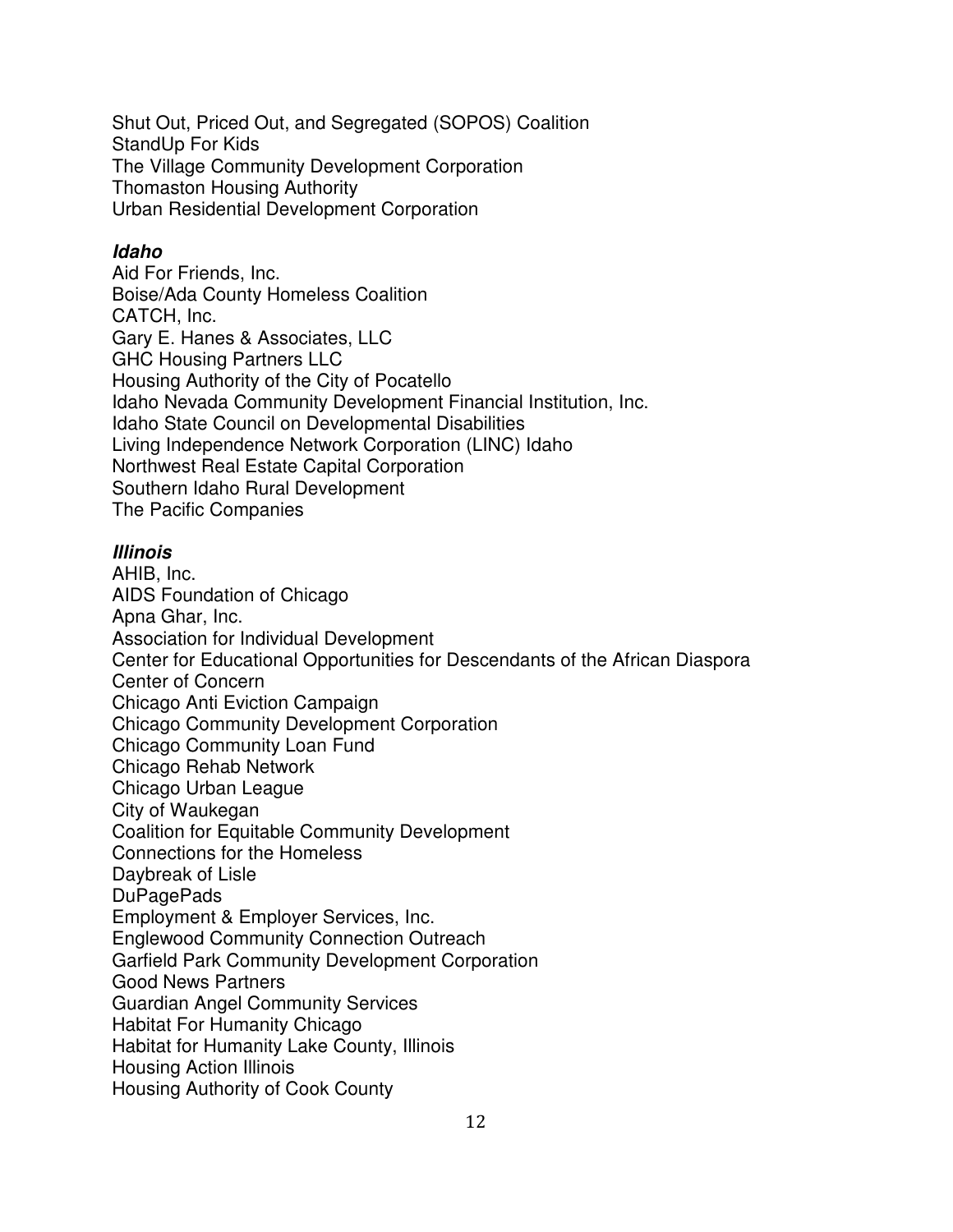Shut Out, Priced Out, and Segregated (SOPOS) Coalition
StandUp For Kids
The Village Community Development Corporation
Thomaston Housing Authority
Urban Residential Development Corporation

***Idaho***

Aid For Friends, Inc.
Boise/Ada County Homeless Coalition
CATCH, Inc.
Gary E. Hanes & Associates, LLC
GHC Housing Partners LLC
Housing Authority of the City of Pocatello
Idaho Nevada Community Development Financial Institution, Inc.
Idaho State Council on Developmental Disabilities
Living Independence Network Corporation (LINC) Idaho
Northwest Real Estate Capital Corporation
Southern Idaho Rural Development
The Pacific Companies

***Illinois***

AHIB, Inc.
AIDS Foundation of Chicago
Apna Ghar, Inc.
Association for Individual Development
Center for Educational Opportunities for Descendants of the African Diaspora
Center of Concern
Chicago Anti Eviction Campaign
Chicago Community Development Corporation
Chicago Community Loan Fund
Chicago Rehab Network
Chicago Urban League
City of Waukegan
Coalition for Equitable Community Development
Connections for the Homeless
Daybreak of Lisle
DuPagePads
Employment & Employer Services, Inc.
Englewood Community Connection Outreach
Garfield Park Community Development Corporation
Good News Partners
Guardian Angel Community Services
Habitat For Humanity Chicago
Habitat for Humanity Lake County, Illinois
Housing Action Illinois
Housing Authority of Cook County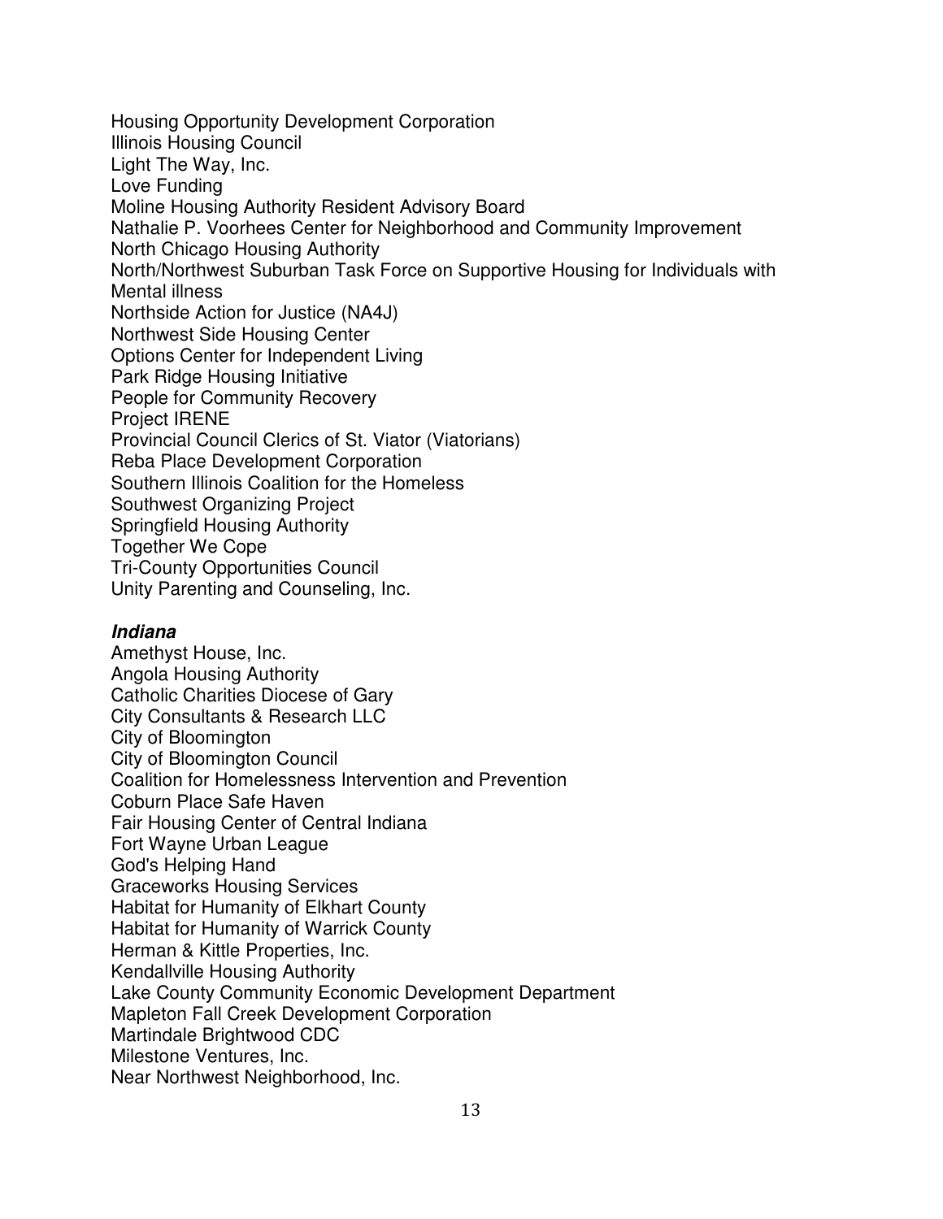Housing Opportunity Development Corporation
Illinois Housing Council
Light The Way, Inc.
Love Funding
Moline Housing Authority Resident Advisory Board
Nathalie P. Voorhees Center for Neighborhood and Community Improvement
North Chicago Housing Authority
North/Northwest Suburban Task Force on Supportive Housing for Individuals with Mental illness
Northside Action for Justice (NA4J)
Northwest Side Housing Center
Options Center for Independent Living
Park Ridge Housing Initiative
People for Community Recovery
Project IRENE
Provincial Council Clerics of St. Viator (Viatorians)
Reba Place Development Corporation
Southern Illinois Coalition for the Homeless
Southwest Organizing Project
Springfield Housing Authority
Together We Cope
Tri-County Opportunities Council
Unity Parenting and Counseling, Inc.

***Indiana***

Amethyst House, Inc.
Angola Housing Authority
Catholic Charities Diocese of Gary
City Consultants & Research LLC
City of Bloomington
City of Bloomington Council
Coalition for Homelessness Intervention and Prevention
Coburn Place Safe Haven
Fair Housing Center of Central Indiana
Fort Wayne Urban League
God's Helping Hand
Graceworks Housing Services
Habitat for Humanity of Elkhart County
Habitat for Humanity of Warrick County
Herman & Kittle Properties, Inc.
Kendallville Housing Authority
Lake County Community Economic Development Department
Mapleton Fall Creek Development Corporation
Martindale Brightwood CDC
Milestone Ventures, Inc.
Near Northwest Neighborhood, Inc.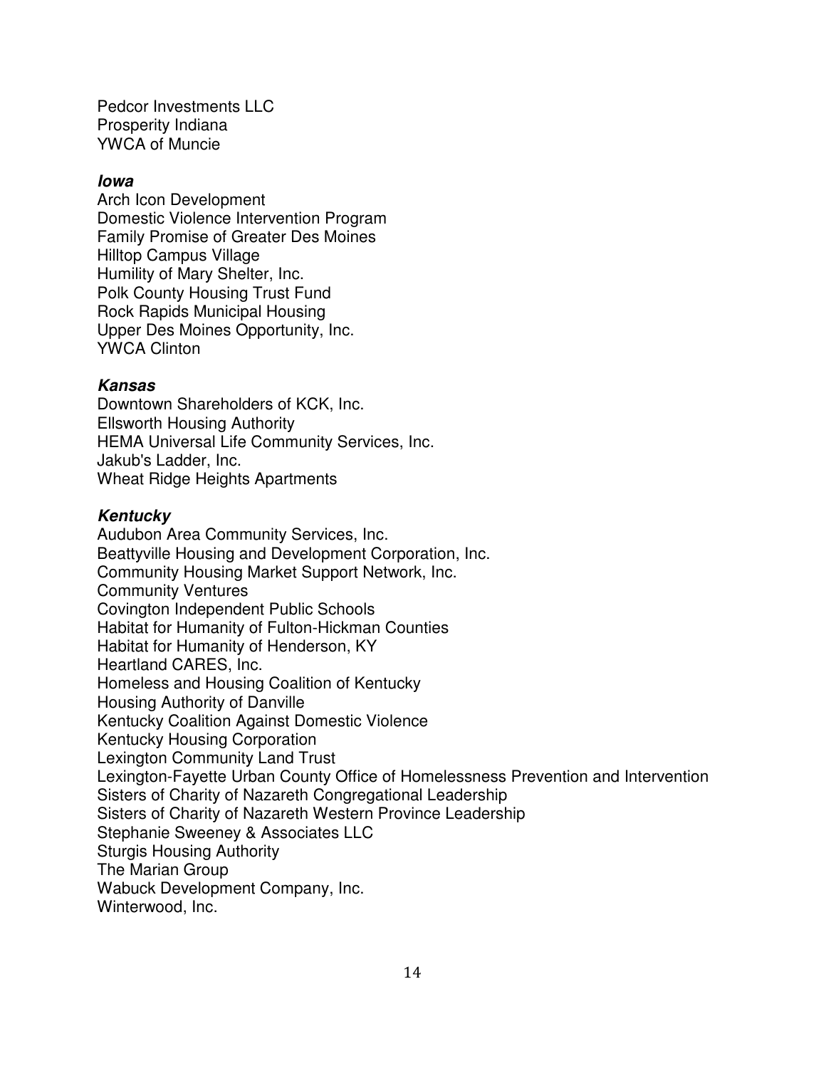Pedcor Investments LLC
Prosperity Indiana
YWCA of Muncie

***Iowa***

Arch Icon Development
Domestic Violence Intervention Program
Family Promise of Greater Des Moines
Hilltop Campus Village
Humility of Mary Shelter, Inc.
Polk County Housing Trust Fund
Rock Rapids Municipal Housing
Upper Des Moines Opportunity, Inc.
YWCA Clinton

***Kansas***

Downtown Shareholders of KCK, Inc.
Ellsworth Housing Authority
HEMA Universal Life Community Services, Inc.
Jakub's Ladder, Inc.
Wheat Ridge Heights Apartments

***Kentucky***

Audubon Area Community Services, Inc.
Beattyville Housing and Development Corporation, Inc.
Community Housing Market Support Network, Inc.
Community Ventures
Covington Independent Public Schools
Habitat for Humanity of Fulton-Hickman Counties
Habitat for Humanity of Henderson, KY
Heartland CARES, Inc.
Homeless and Housing Coalition of Kentucky
Housing Authority of Danville
Kentucky Coalition Against Domestic Violence
Kentucky Housing Corporation
Lexington Community Land Trust
Lexington-Fayette Urban County Office of Homelessness Prevention and Intervention
Sisters of Charity of Nazareth Congregational Leadership
Sisters of Charity of Nazareth Western Province Leadership
Stephanie Sweeney & Associates LLC
Sturgis Housing Authority
The Marian Group
Wabuck Development Company, Inc.
Winterwood, Inc.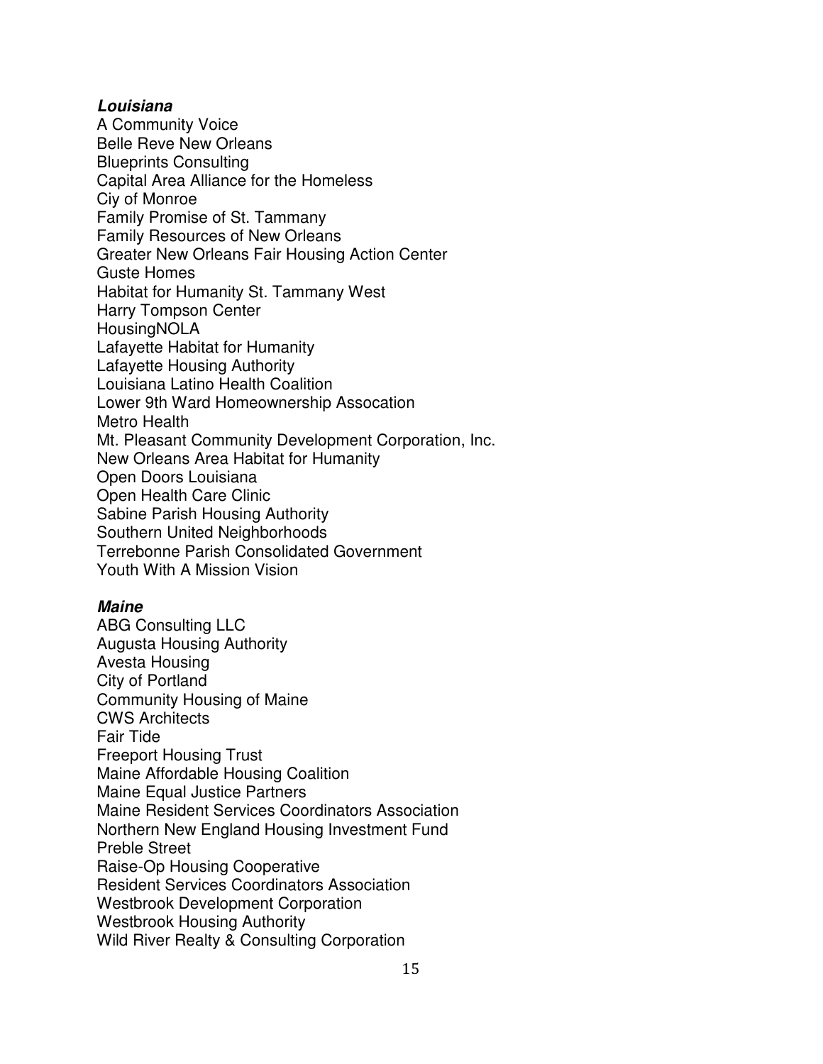***Louisiana***

A Community Voice
Belle Reve New Orleans
Blueprints Consulting
Capital Area Alliance for the Homeless
Ciy of Monroe
Family Promise of St. Tammany
Family Resources of New Orleans
Greater New Orleans Fair Housing Action Center
Guste Homes
Habitat for Humanity St. Tammany West
Harry Tompson Center
HousingNOLA
Lafayette Habitat for Humanity
Lafayette Housing Authority
Louisiana Latino Health Coalition
Lower 9th Ward Homeownership Assocation
Metro Health
Mt. Pleasant Community Development Corporation, Inc.
New Orleans Area Habitat for Humanity
Open Doors Louisiana
Open Health Care Clinic
Sabine Parish Housing Authority
Southern United Neighborhoods
Terrebonne Parish Consolidated Government
Youth With A Mission Vision

***Maine***

ABG Consulting LLC
Augusta Housing Authority
Avesta Housing
City of Portland
Community Housing of Maine
CWS Architects
Fair Tide
Freeport Housing Trust
Maine Affordable Housing Coalition
Maine Equal Justice Partners
Maine Resident Services Coordinators Association
Northern New England Housing Investment Fund
Preble Street
Raise-Op Housing Cooperative
Resident Services Coordinators Association
Westbrook Development Corporation
Westbrook Housing Authority
Wild River Realty & Consulting Corporation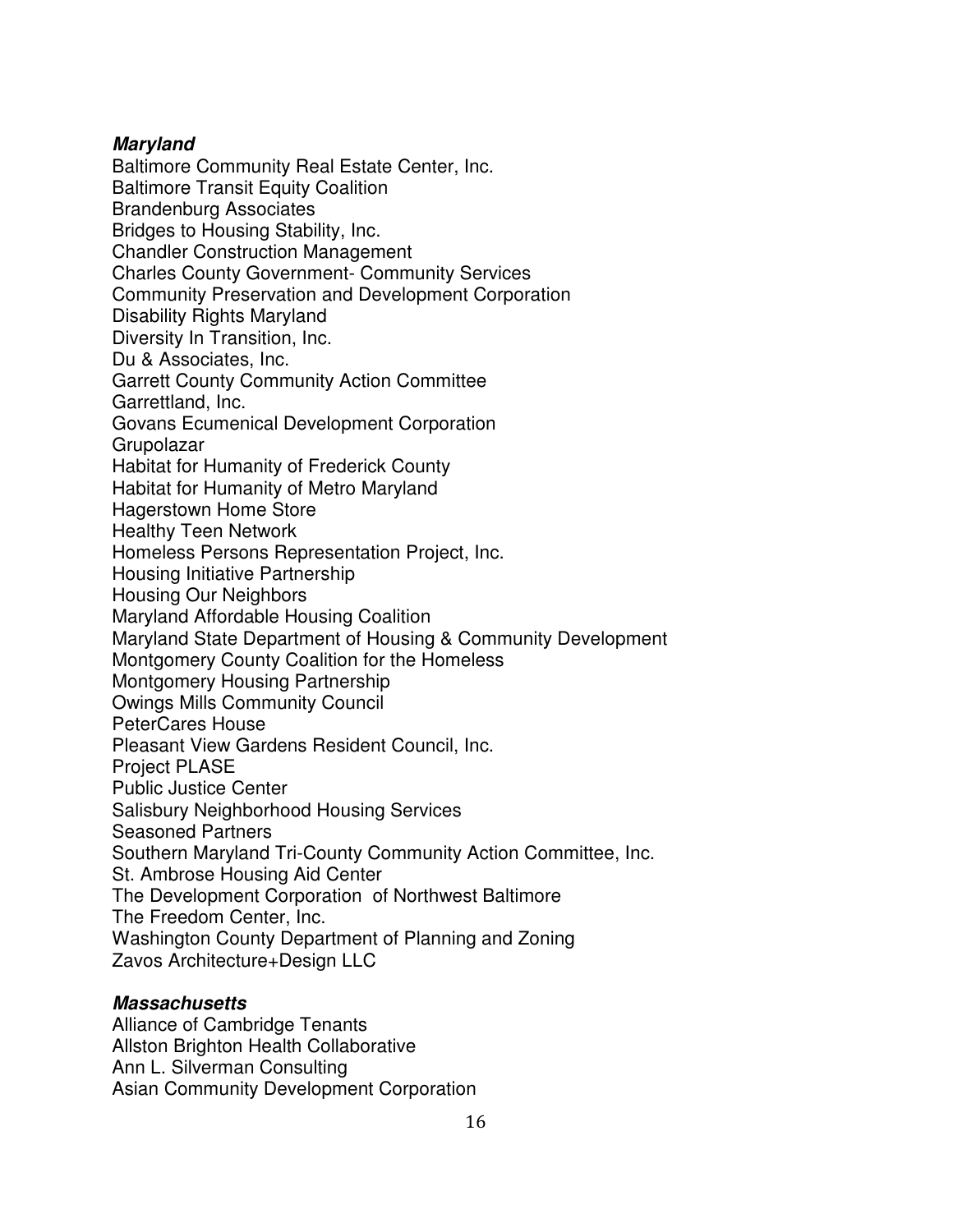***Maryland***

Baltimore Community Real Estate Center, Inc.
Baltimore Transit Equity Coalition
Brandenburg Associates
Bridges to Housing Stability, Inc.
Chandler Construction Management
Charles County Government- Community Services
Community Preservation and Development Corporation
Disability Rights Maryland
Diversity In Transition, Inc.
Du & Associates, Inc.
Garrett County Community Action Committee
Garrettland, Inc.
Govans Ecumenical Development Corporation
Grupolazar
Habitat for Humanity of Frederick County
Habitat for Humanity of Metro Maryland
Hagerstown Home Store
Healthy Teen Network
Homeless Persons Representation Project, Inc.
Housing Initiative Partnership
Housing Our Neighbors
Maryland Affordable Housing Coalition
Maryland State Department of Housing & Community Development
Montgomery County Coalition for the Homeless
Montgomery Housing Partnership
Owings Mills Community Council
PeterCares House
Pleasant View Gardens Resident Council, Inc.
Project PLASE
Public Justice Center
Salisbury Neighborhood Housing Services
Seasoned Partners
Southern Maryland Tri-County Community Action Committee, Inc.
St. Ambrose Housing Aid Center
The Development Corporation of Northwest Baltimore
The Freedom Center, Inc.
Washington County Department of Planning and Zoning
Zavos Architecture+Design LLC

***Massachusetts***

Alliance of Cambridge Tenants
Allston Brighton Health Collaborative
Ann L. Silverman Consulting
Asian Community Development Corporation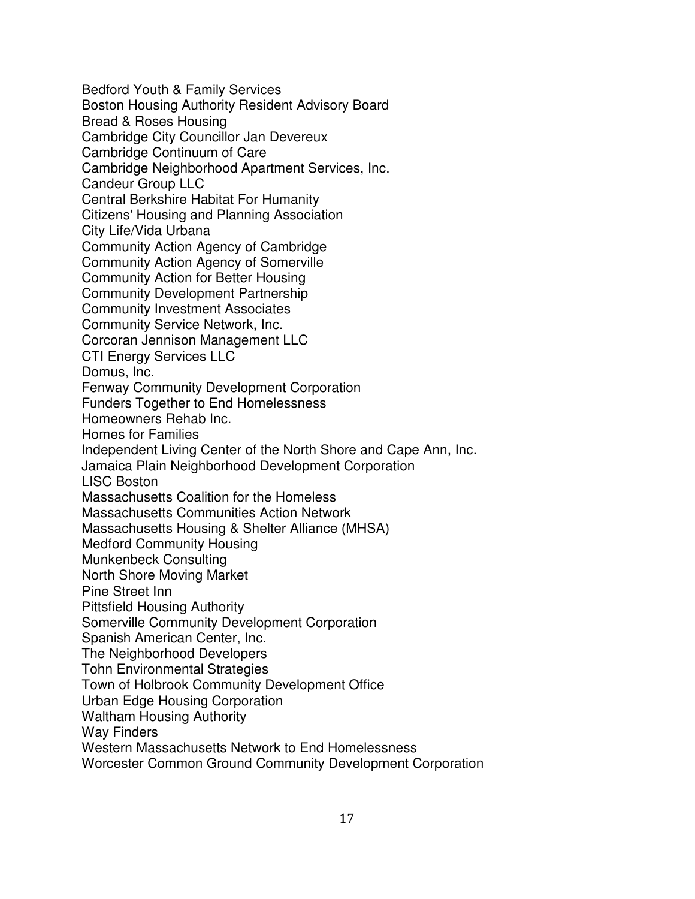Bedford Youth & Family Services
Boston Housing Authority Resident Advisory Board
Bread & Roses Housing
Cambridge City Councillor Jan Devereux
Cambridge Continuum of Care
Cambridge Neighborhood Apartment Services, Inc.
Candeur Group LLC
Central Berkshire Habitat For Humanity
Citizens' Housing and Planning Association
City Life/Vida Urbana
Community Action Agency of Cambridge
Community Action Agency of Somerville
Community Action for Better Housing
Community Development Partnership
Community Investment Associates
Community Service Network, Inc.
Corcoran Jennison Management LLC
CTI Energy Services LLC
Domus, Inc.
Fenway Community Development Corporation
Funders Together to End Homelessness
Homeowners Rehab Inc.
Homes for Families
Independent Living Center of the North Shore and Cape Ann, Inc.
Jamaica Plain Neighborhood Development Corporation
LISC Boston
Massachusetts Coalition for the Homeless
Massachusetts Communities Action Network
Massachusetts Housing & Shelter Alliance (MHSA)
Medford Community Housing
Munkenbeck Consulting
North Shore Moving Market
Pine Street Inn
Pittsfield Housing Authority
Somerville Community Development Corporation
Spanish American Center, Inc.
The Neighborhood Developers
Tohn Environmental Strategies
Town of Holbrook Community Development Office
Urban Edge Housing Corporation
Waltham Housing Authority
Way Finders
Western Massachusetts Network to End Homelessness
Worcester Common Ground Community Development Corporation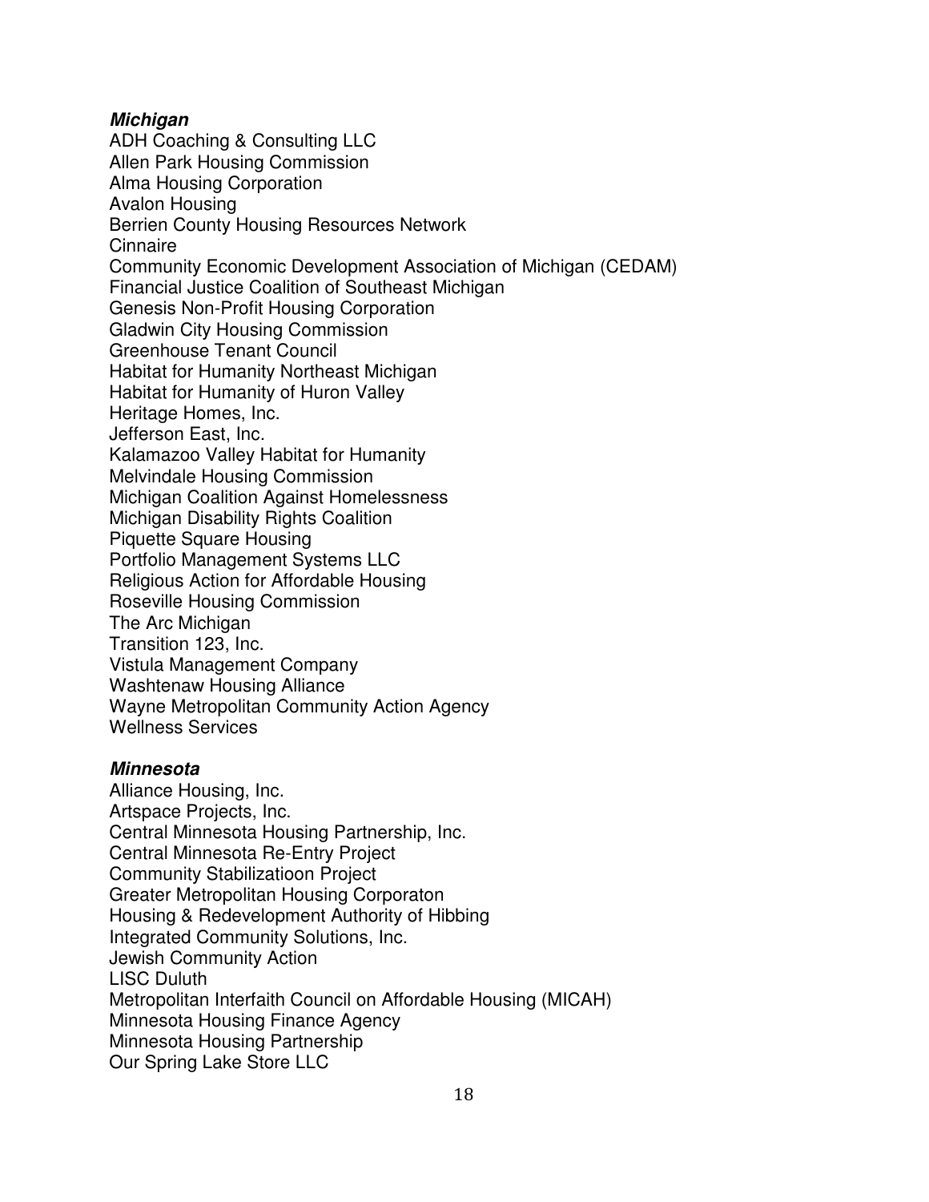***Michigan***

ADH Coaching & Consulting LLC
Allen Park Housing Commission
Alma Housing Corporation
Avalon Housing
Berrien County Housing Resources Network
Cinnaire
Community Economic Development Association of Michigan (CEDAM)
Financial Justice Coalition of Southeast Michigan
Genesis Non-Profit Housing Corporation
Gladwin City Housing Commission
Greenhouse Tenant Council
Habitat for Humanity Northeast Michigan
Habitat for Humanity of Huron Valley
Heritage Homes, Inc.
Jefferson East, Inc.
Kalamazoo Valley Habitat for Humanity
Melvindale Housing Commission
Michigan Coalition Against Homelessness
Michigan Disability Rights Coalition
Piquette Square Housing
Portfolio Management Systems LLC
Religious Action for Affordable Housing
Roseville Housing Commission
The Arc Michigan
Transition 123, Inc.
Vistula Management Company
Washtenaw Housing Alliance
Wayne Metropolitan Community Action Agency
Wellness Services

***Minnesota***

Alliance Housing, Inc.
Artspace Projects, Inc.
Central Minnesota Housing Partnership, Inc.
Central Minnesota Re-Entry Project
Community Stabilizatioon Project
Greater Metropolitan Housing Corporaton
Housing & Redevelopment Authority of Hibbing
Integrated Community Solutions, Inc.
Jewish Community Action
LISC Duluth
Metropolitan Interfaith Council on Affordable Housing (MICAH)
Minnesota Housing Finance Agency
Minnesota Housing Partnership
Our Spring Lake Store LLC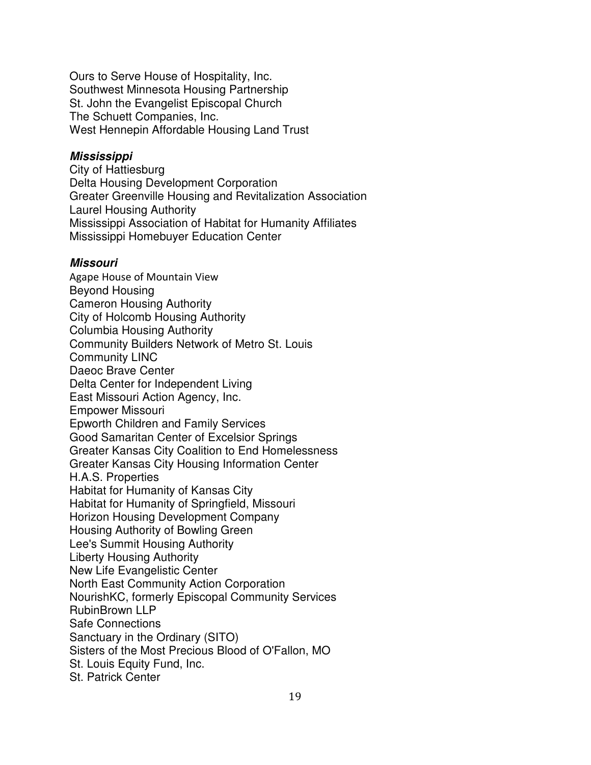Ours to Serve House of Hospitality, Inc.
Southwest Minnesota Housing Partnership
St. John the Evangelist Episcopal Church
The Schuett Companies, Inc.
West Hennepin Affordable Housing Land Trust

***Mississippi***

City of Hattiesburg
Delta Housing Development Corporation
Greater Greenville Housing and Revitalization Association
Laurel Housing Authority
Mississippi Association of Habitat for Humanity Affiliates
Mississippi Homebuyer Education Center

***Missouri***

Agape House of Mountain View
Beyond Housing
Cameron Housing Authority
City of Holcomb Housing Authority
Columbia Housing Authority
Community Builders Network of Metro St. Louis
Community LINC
Daeoc Brave Center
Delta Center for Independent Living
East Missouri Action Agency, Inc.
Empower Missouri
Epworth Children and Family Services
Good Samaritan Center of Excelsior Springs
Greater Kansas City Coalition to End Homelessness
Greater Kansas City Housing Information Center
H.A.S. Properties
Habitat for Humanity of Kansas City
Habitat for Humanity of Springfield, Missouri
Horizon Housing Development Company
Housing Authority of Bowling Green
Lee's Summit Housing Authority
Liberty Housing Authority
New Life Evangelistic Center
North East Community Action Corporation
NourishKC, formerly Episcopal Community Services
RubinBrown LLP
Safe Connections
Sanctuary in the Ordinary (SITO)
Sisters of the Most Precious Blood of O'Fallon, MO
St. Louis Equity Fund, Inc.
St. Patrick Center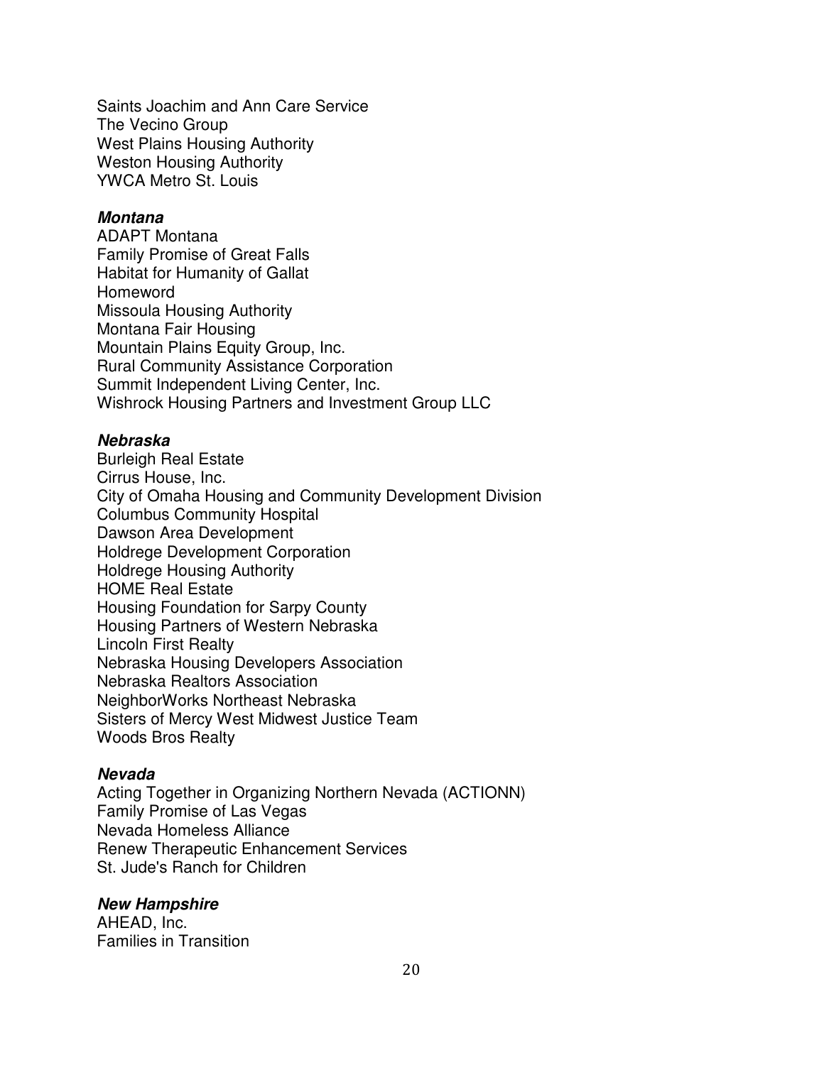Saints Joachim and Ann Care Service
The Vecino Group
West Plains Housing Authority
Weston Housing Authority
YWCA Metro St. Louis

***Montana***
ADAPT Montana
Family Promise of Great Falls
Habitat for Humanity of Gallat
Homeword
Missoula Housing Authority
Montana Fair Housing
Mountain Plains Equity Group, Inc.
Rural Community Assistance Corporation
Summit Independent Living Center, Inc.
Wishrock Housing Partners and Investment Group LLC

***Nebraska***
Burleigh Real Estate
Cirrus House, Inc.
City of Omaha Housing and Community Development Division
Columbus Community Hospital
Dawson Area Development
Holdrege Development Corporation
Holdrege Housing Authority
HOME Real Estate
Housing Foundation for Sarpy County
Housing Partners of Western Nebraska
Lincoln First Realty
Nebraska Housing Developers Association
Nebraska Realtors Association
NeighborWorks Northeast Nebraska
Sisters of Mercy West Midwest Justice Team
Woods Bros Realty

***Nevada***
Acting Together in Organizing Northern Nevada (ACTIONN)
Family Promise of Las Vegas
Nevada Homeless Alliance
Renew Therapeutic Enhancement Services
St. Jude's Ranch for Children

***New Hampshire***
AHEAD, Inc.
Families in Transition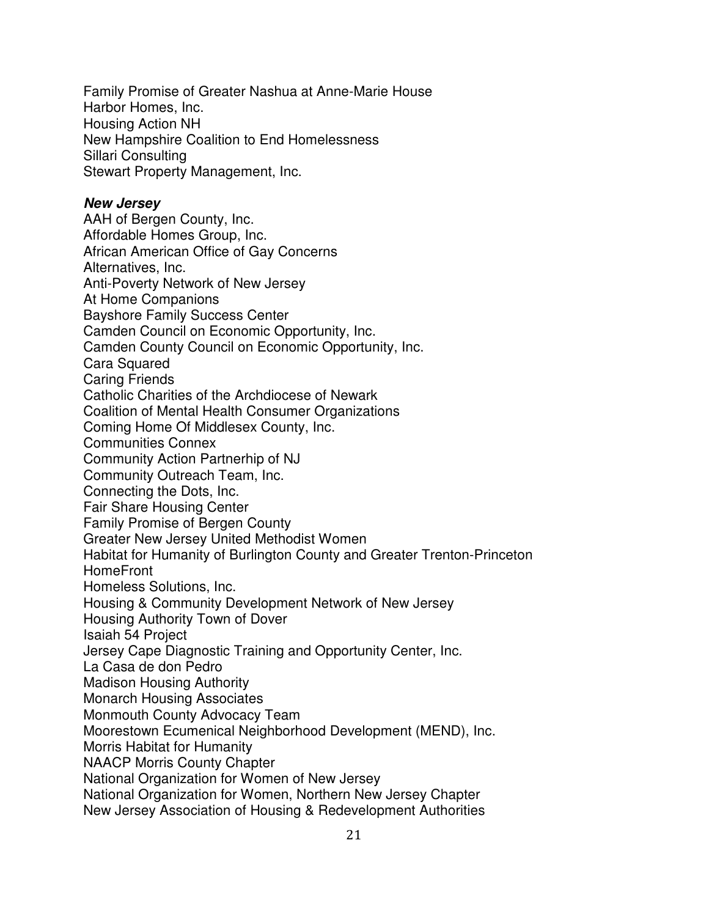Family Promise of Greater Nashua at Anne-Marie House
Harbor Homes, Inc.
Housing Action NH
New Hampshire Coalition to End Homelessness
Sillari Consulting
Stewart Property Management, Inc.

***New Jersey***

AAH of Bergen County, Inc.
Affordable Homes Group, Inc.
African American Office of Gay Concerns
Alternatives, Inc.
Anti-Poverty Network of New Jersey
At Home Companions
Bayshore Family Success Center
Camden Council on Economic Opportunity, Inc.
Camden County Council on Economic Opportunity, Inc.
Cara Squared
Caring Friends
Catholic Charities of the Archdiocese of Newark
Coalition of Mental Health Consumer Organizations
Coming Home Of Middlesex County, Inc.
Communities Connex
Community Action Partnerhip of NJ
Community Outreach Team, Inc.
Connecting the Dots, Inc.
Fair Share Housing Center
Family Promise of Bergen County
Greater New Jersey United Methodist Women
Habitat for Humanity of Burlington County and Greater Trenton-Princeton
HomeFront
Homeless Solutions, Inc.
Housing & Community Development Network of New Jersey
Housing Authority Town of Dover
Isaiah 54 Project
Jersey Cape Diagnostic Training and Opportunity Center, Inc.
La Casa de don Pedro
Madison Housing Authority
Monarch Housing Associates
Monmouth County Advocacy Team
Moorestown Ecumenical Neighborhood Development (MEND), Inc.
Morris Habitat for Humanity
NAACP Morris County Chapter
National Organization for Women of New Jersey
National Organization for Women, Northern New Jersey Chapter
New Jersey Association of Housing & Redevelopment Authorities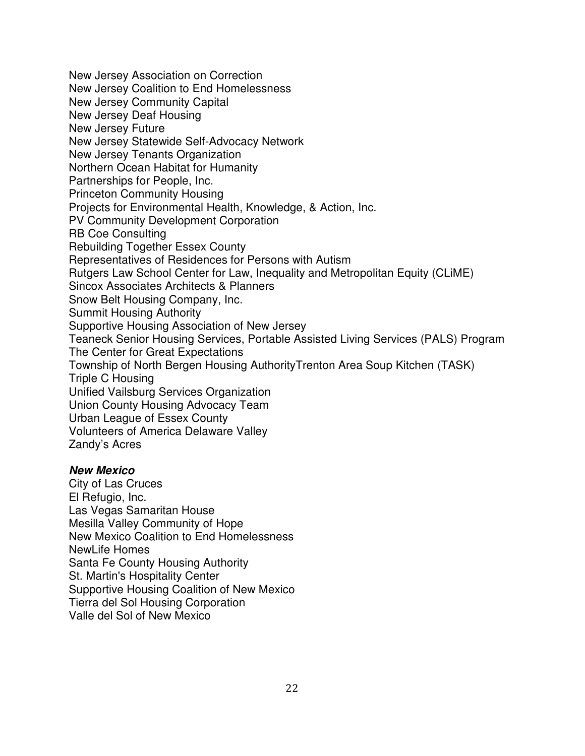New Jersey Association on Correction
New Jersey Coalition to End Homelessness
New Jersey Community Capital
New Jersey Deaf Housing
New Jersey Future
New Jersey Statewide Self-Advocacy Network
New Jersey Tenants Organization
Northern Ocean Habitat for Humanity
Partnerships for People, Inc.
Princeton Community Housing
Projects for Environmental Health, Knowledge, & Action, Inc.
PV Community Development Corporation
RB Coe Consulting
Rebuilding Together Essex County
Representatives of Residences for Persons with Autism
Rutgers Law School Center for Law, Inequality and Metropolitan Equity (CLiME)
Sincox Associates Architects & Planners
Snow Belt Housing Company, Inc.
Summit Housing Authority
Supportive Housing Association of New Jersey
Teaneck Senior Housing Services, Portable Assisted Living Services (PALS) Program
The Center for Great Expectations
Township of North Bergen Housing AuthorityTrenton Area Soup Kitchen (TASK)
Triple C Housing
Unified Vailsburg Services Organization
Union County Housing Advocacy Team
Urban League of Essex County
Volunteers of America Delaware Valley
Zandy's Acres

***New Mexico***
City of Las Cruces
El Refugio, Inc.
Las Vegas Samaritan House
Mesilla Valley Community of Hope
New Mexico Coalition to End Homelessness
NewLife Homes
Santa Fe County Housing Authority
St. Martin's Hospitality Center
Supportive Housing Coalition of New Mexico
Tierra del Sol Housing Corporation
Valle del Sol of New Mexico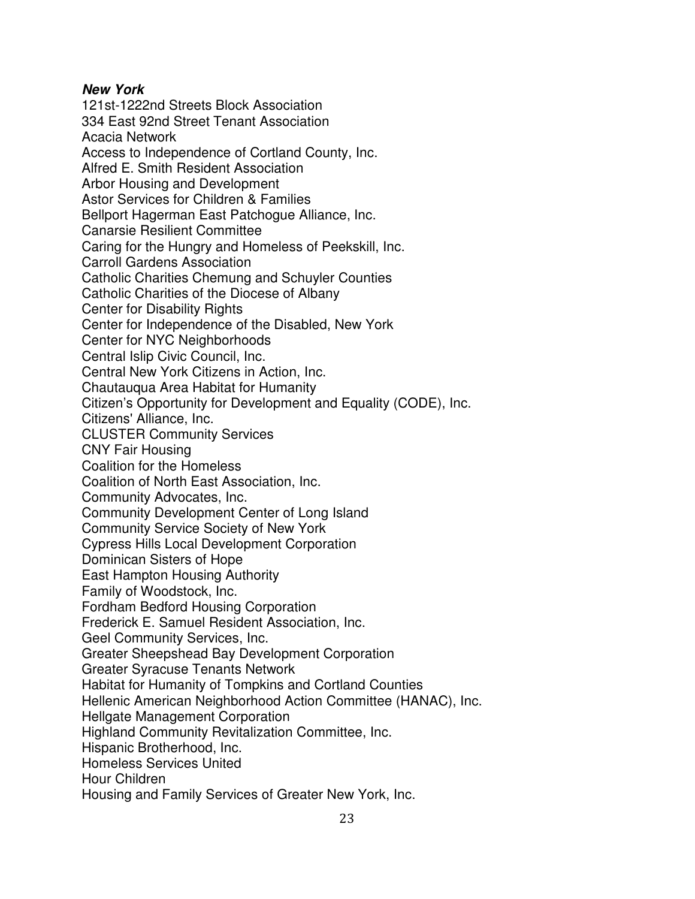***New York***

121st-1222nd Streets Block Association
334 East 92nd Street Tenant Association
Acacia Network
Access to Independence of Cortland County, Inc.
Alfred E. Smith Resident Association
Arbor Housing and Development
Astor Services for Children & Families
Bellport Hagerman East Patchogue Alliance, Inc.
Canarsie Resilient Committee
Caring for the Hungry and Homeless of Peekskill, Inc.
Carroll Gardens Association
Catholic Charities Chemung and Schuyler Counties
Catholic Charities of the Diocese of Albany
Center for Disability Rights
Center for Independence of the Disabled, New York
Center for NYC Neighborhoods
Central Islip Civic Council, Inc.
Central New York Citizens in Action, Inc.
Chautauqua Area Habitat for Humanity
Citizen's Opportunity for Development and Equality (CODE), Inc.
Citizens' Alliance, Inc.
CLUSTER Community Services
CNY Fair Housing
Coalition for the Homeless
Coalition of North East Association, Inc.
Community Advocates, Inc.
Community Development Center of Long Island
Community Service Society of New York
Cypress Hills Local Development Corporation
Dominican Sisters of Hope
East Hampton Housing Authority
Family of Woodstock, Inc.
Fordham Bedford Housing Corporation
Frederick E. Samuel Resident Association, Inc.
Geel Community Services, Inc.
Greater Sheepshead Bay Development Corporation
Greater Syracuse Tenants Network
Habitat for Humanity of Tompkins and Cortland Counties
Hellenic American Neighborhood Action Committee (HANAC), Inc.
Hellgate Management Corporation
Highland Community Revitalization Committee, Inc.
Hispanic Brotherhood, Inc.
Homeless Services United
Hour Children
Housing and Family Services of Greater New York, Inc.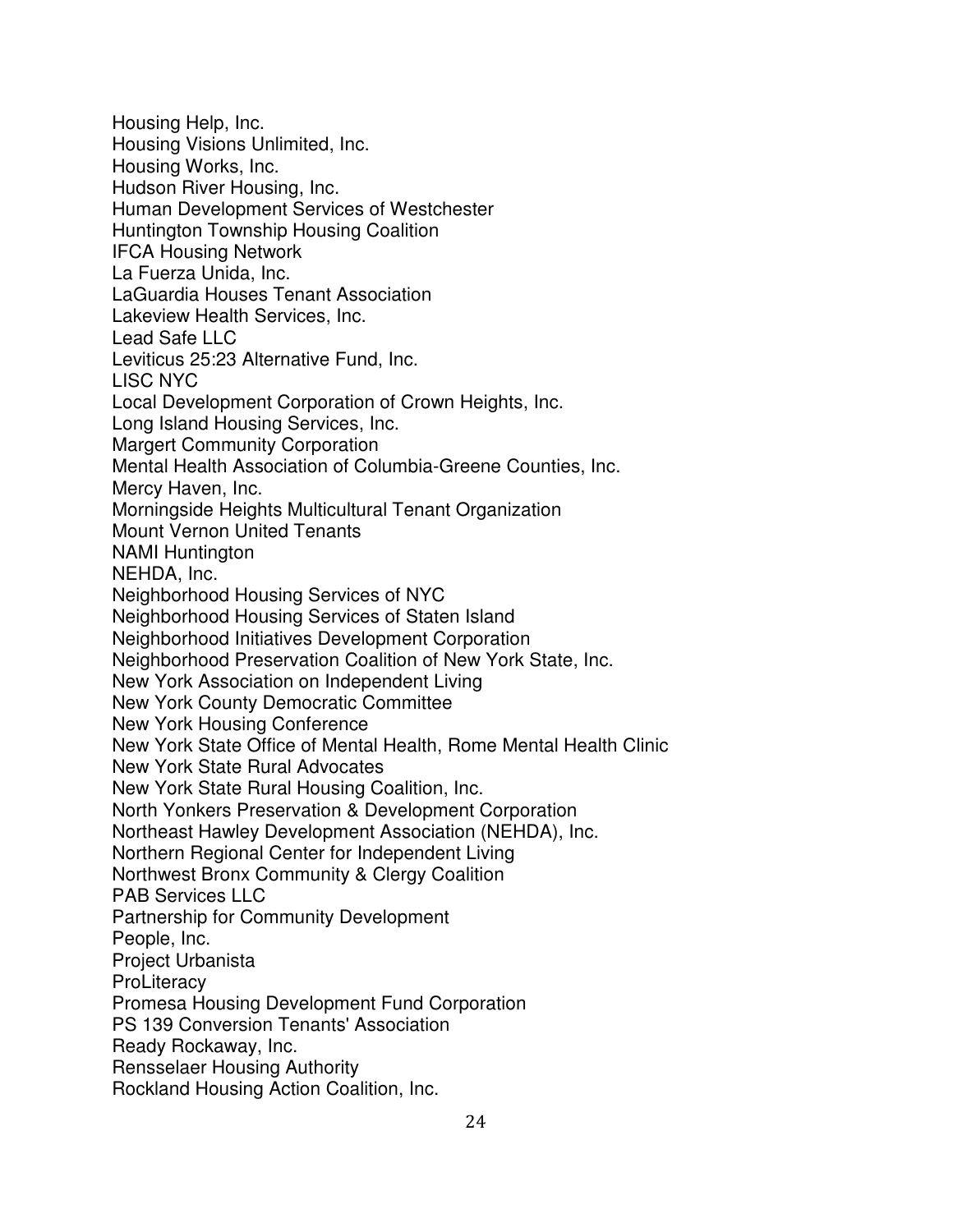Housing Help, Inc.
Housing Visions Unlimited, Inc.
Housing Works, Inc.
Hudson River Housing, Inc.
Human Development Services of Westchester
Huntington Township Housing Coalition
IFCA Housing Network
La Fuerza Unida, Inc.
LaGuardia Houses Tenant Association
Lakeview Health Services, Inc.
Lead Safe LLC
Leviticus 25:23 Alternative Fund, Inc.
LISC NYC
Local Development Corporation of Crown Heights, Inc.
Long Island Housing Services, Inc.
Margert Community Corporation
Mental Health Association of Columbia-Greene Counties, Inc.
Mercy Haven, Inc.
Morningside Heights Multicultural Tenant Organization
Mount Vernon United Tenants
NAMI Huntington
NEHDA, Inc.
Neighborhood Housing Services of NYC
Neighborhood Housing Services of Staten Island
Neighborhood Initiatives Development Corporation
Neighborhood Preservation Coalition of New York State, Inc.
New York Association on Independent Living
New York County Democratic Committee
New York Housing Conference
New York State Office of Mental Health, Rome Mental Health Clinic
New York State Rural Advocates
New York State Rural Housing Coalition, Inc.
North Yonkers Preservation & Development Corporation
Northeast Hawley Development Association (NEHDA), Inc.
Northern Regional Center for Independent Living
Northwest Bronx Community & Clergy Coalition
PAB Services LLC
Partnership for Community Development
People, Inc.
Project Urbanista
ProLiteracy
Promesa Housing Development Fund Corporation
PS 139 Conversion Tenants' Association
Ready Rockaway, Inc.
Rensselaer Housing Authority
Rockland Housing Action Coalition, Inc.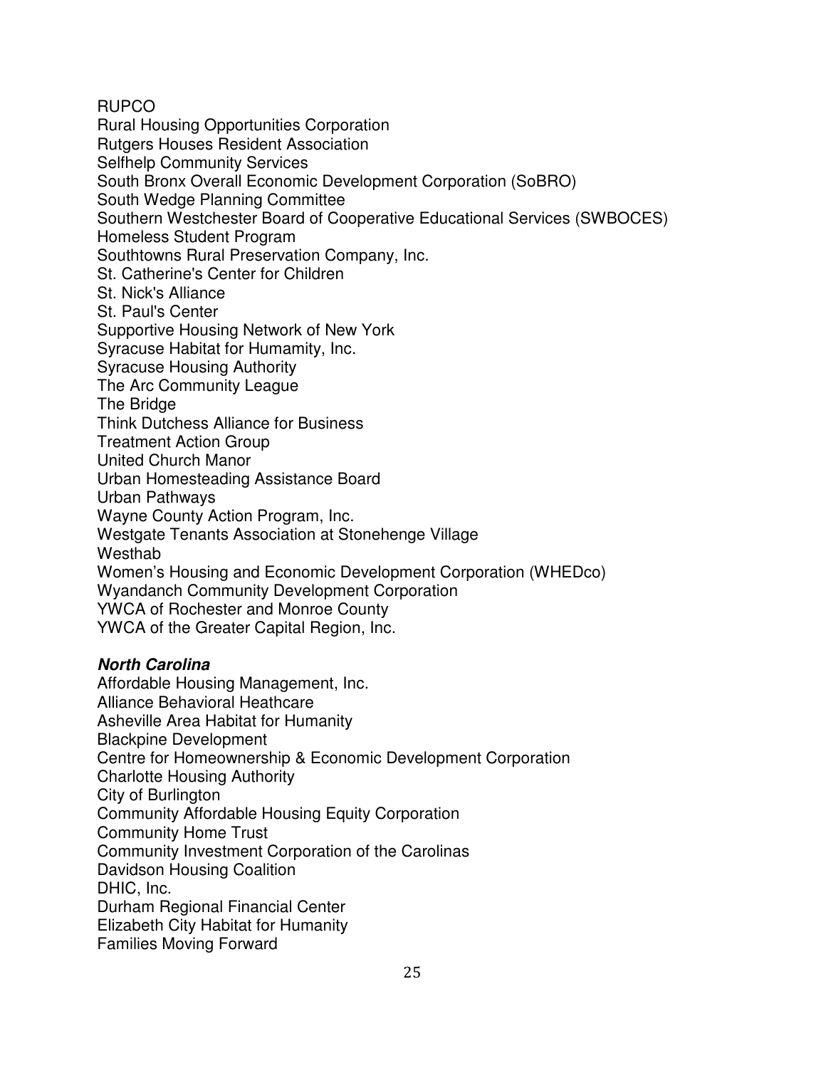RUPCO
Rural Housing Opportunities Corporation
Rutgers Houses Resident Association
Selfhelp Community Services
South Bronx Overall Economic Development Corporation (SoBRO)
South Wedge Planning Committee
Southern Westchester Board of Cooperative Educational Services (SWBOCES)
Homeless Student Program
Southtowns Rural Preservation Company, Inc.
St. Catherine's Center for Children
St. Nick's Alliance
St. Paul's Center
Supportive Housing Network of New York
Syracuse Habitat for Humamity, Inc.
Syracuse Housing Authority
The Arc Community League
The Bridge
Think Dutchess Alliance for Business
Treatment Action Group
United Church Manor
Urban Homesteading Assistance Board
Urban Pathways
Wayne County Action Program, Inc.
Westgate Tenants Association at Stonehenge Village
Westhab
Women's Housing and Economic Development Corporation (WHEDco)
Wyandanch Community Development Corporation
YWCA of Rochester and Monroe County
YWCA of the Greater Capital Region, Inc.

***North Carolina***

Affordable Housing Management, Inc.
Alliance Behavioral Heathcare
Asheville Area Habitat for Humanity
Blackpine Development
Centre for Homeownership & Economic Development Corporation
Charlotte Housing Authority
City of Burlington
Community Affordable Housing Equity Corporation
Community Home Trust
Community Investment Corporation of the Carolinas
Davidson Housing Coalition
DHIC, Inc.
Durham Regional Financial Center
Elizabeth City Habitat for Humanity
Families Moving Forward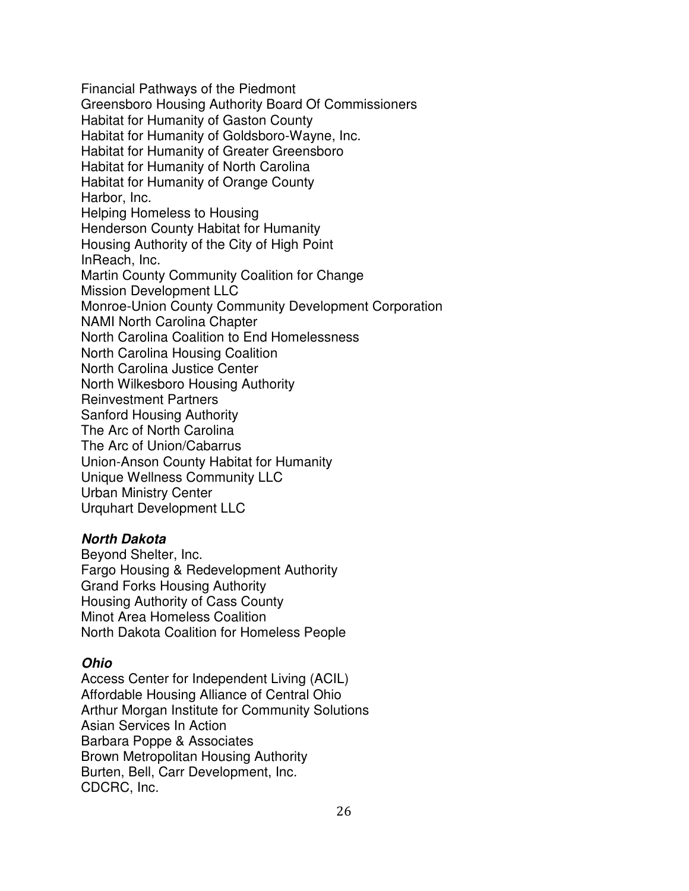Financial Pathways of the Piedmont
Greensboro Housing Authority Board Of Commissioners
Habitat for Humanity of Gaston County
Habitat for Humanity of Goldsboro-Wayne, Inc.
Habitat for Humanity of Greater Greensboro
Habitat for Humanity of North Carolina
Habitat for Humanity of Orange County
Harbor, Inc.
Helping Homeless to Housing
Henderson County Habitat for Humanity
Housing Authority of the City of High Point
InReach, Inc.
Martin County Community Coalition for Change
Mission Development LLC
Monroe-Union County Community Development Corporation
NAMI North Carolina Chapter
North Carolina Coalition to End Homelessness
North Carolina Housing Coalition
North Carolina Justice Center
North Wilkesboro Housing Authority
Reinvestment Partners
Sanford Housing Authority
The Arc of North Carolina
The Arc of Union/Cabarrus
Union-Anson County Habitat for Humanity
Unique Wellness Community LLC
Urban Ministry Center
Urquhart Development LLC

***North Dakota***

Beyond Shelter, Inc.
Fargo Housing & Redevelopment Authority
Grand Forks Housing Authority
Housing Authority of Cass County
Minot Area Homeless Coalition
North Dakota Coalition for Homeless People

***Ohio***

Access Center for Independent Living (ACIL)
Affordable Housing Alliance of Central Ohio
Arthur Morgan Institute for Community Solutions
Asian Services In Action
Barbara Poppe & Associates
Brown Metropolitan Housing Authority
Burten, Bell, Carr Development, Inc.
CDCRC, Inc.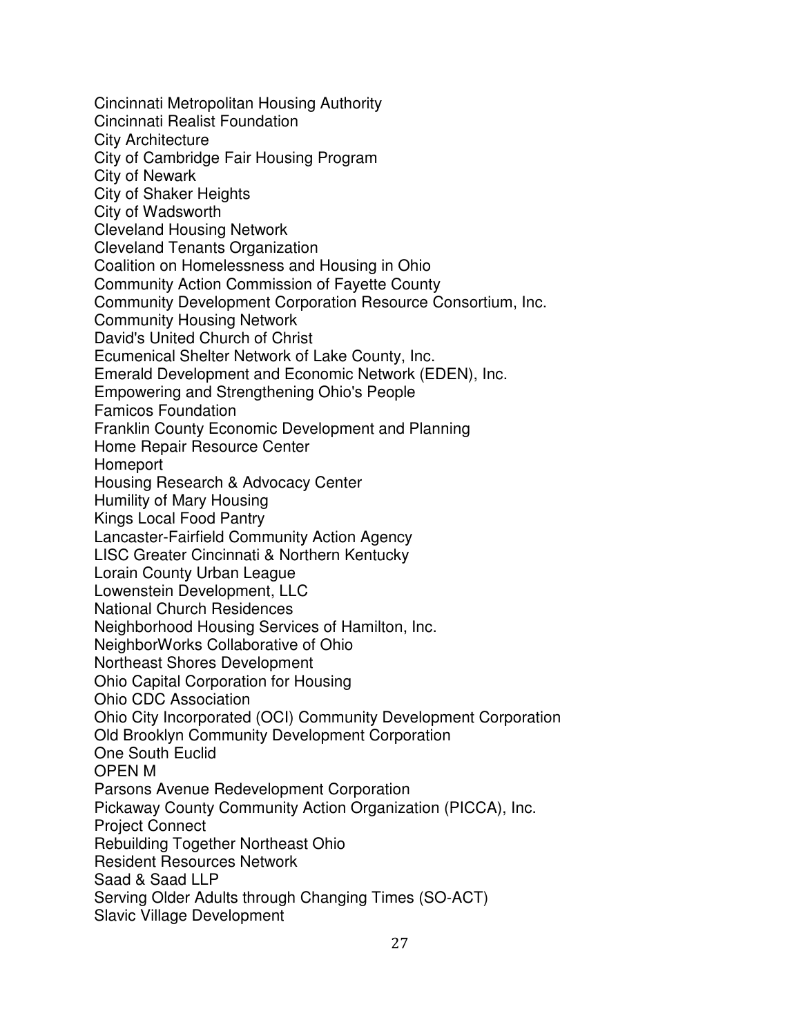Cincinnati Metropolitan Housing Authority
Cincinnati Realist Foundation
City Architecture
City of Cambridge Fair Housing Program
City of Newark
City of Shaker Heights
City of Wadsworth
Cleveland Housing Network
Cleveland Tenants Organization
Coalition on Homelessness and Housing in Ohio
Community Action Commission of Fayette County
Community Development Corporation Resource Consortium, Inc.
Community Housing Network
David's United Church of Christ
Ecumenical Shelter Network of Lake County, Inc.
Emerald Development and Economic Network (EDEN), Inc.
Empowering and Strengthening Ohio's People
Famicos Foundation
Franklin County Economic Development and Planning
Home Repair Resource Center
Homeport
Housing Research & Advocacy Center
Humility of Mary Housing
Kings Local Food Pantry
Lancaster-Fairfield Community Action Agency
LISC Greater Cincinnati & Northern Kentucky
Lorain County Urban League
Lowenstein Development, LLC
National Church Residences
Neighborhood Housing Services of Hamilton, Inc.
NeighborWorks Collaborative of Ohio
Northeast Shores Development
Ohio Capital Corporation for Housing
Ohio CDC Association
Ohio City Incorporated (OCI) Community Development Corporation
Old Brooklyn Community Development Corporation
One South Euclid
OPEN M
Parsons Avenue Redevelopment Corporation
Pickaway County Community Action Organization (PICCA), Inc.
Project Connect
Rebuilding Together Northeast Ohio
Resident Resources Network
Saad & Saad LLP
Serving Older Adults through Changing Times (SO-ACT)
Slavic Village Development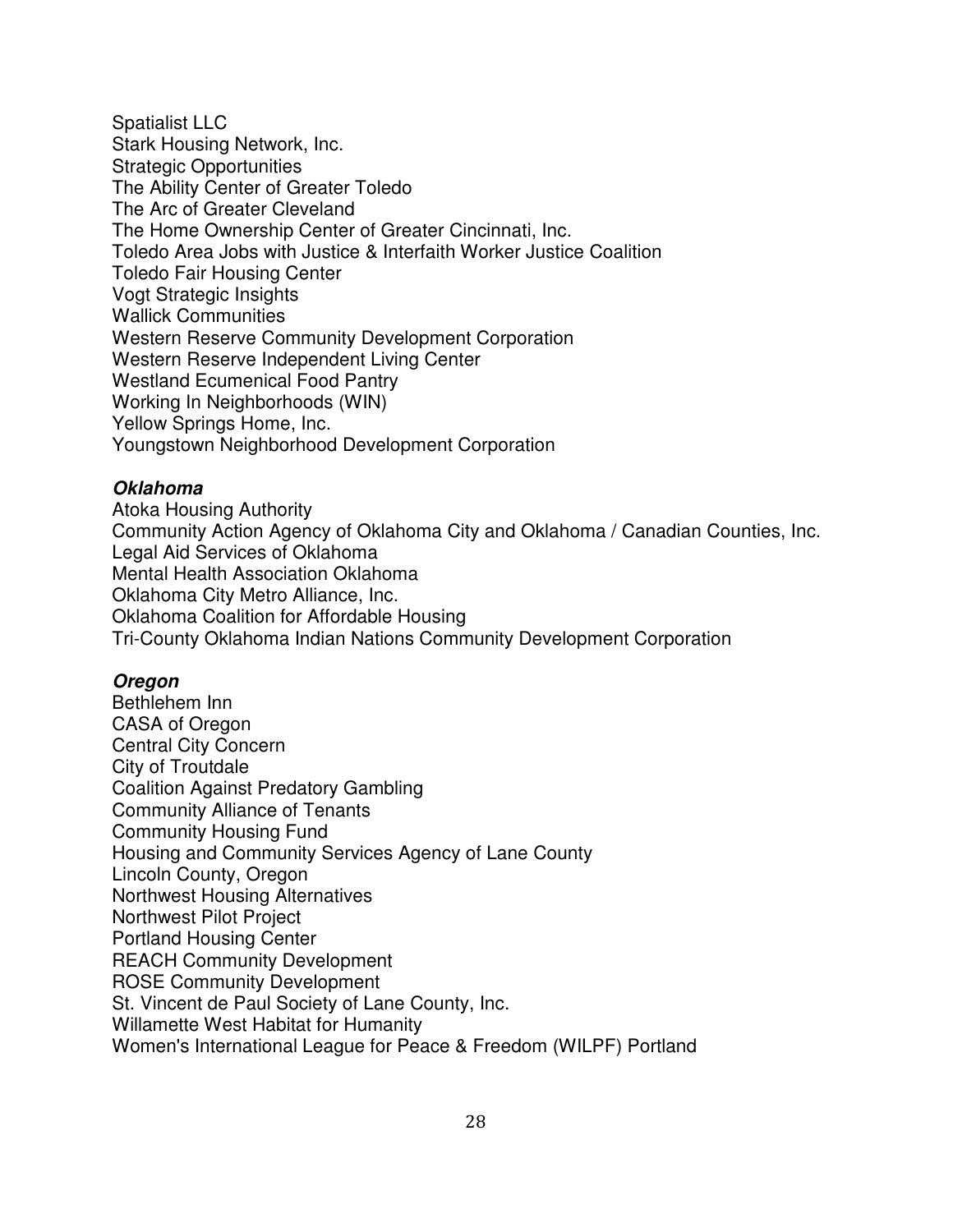Spatialist LLC
Stark Housing Network, Inc.
Strategic Opportunities
The Ability Center of Greater Toledo
The Arc of Greater Cleveland
The Home Ownership Center of Greater Cincinnati, Inc.
Toledo Area Jobs with Justice & Interfaith Worker Justice Coalition
Toledo Fair Housing Center
Vogt Strategic Insights
Wallick Communities
Western Reserve Community Development Corporation
Western Reserve Independent Living Center
Westland Ecumenical Food Pantry
Working In Neighborhoods (WIN)
Yellow Springs Home, Inc.
Youngstown Neighborhood Development Corporation

***Oklahoma***

Atoka Housing Authority
Community Action Agency of Oklahoma City and Oklahoma / Canadian Counties, Inc.
Legal Aid Services of Oklahoma
Mental Health Association Oklahoma
Oklahoma City Metro Alliance, Inc.
Oklahoma Coalition for Affordable Housing
Tri-County Oklahoma Indian Nations Community Development Corporation

***Oregon***

Bethlehem Inn
CASA of Oregon
Central City Concern
City of Troutdale
Coalition Against Predatory Gambling
Community Alliance of Tenants
Community Housing Fund
Housing and Community Services Agency of Lane County
Lincoln County, Oregon
Northwest Housing Alternatives
Northwest Pilot Project
Portland Housing Center
REACH Community Development
ROSE Community Development
St. Vincent de Paul Society of Lane County, Inc.
Willamette West Habitat for Humanity
Women's International League for Peace & Freedom (WILPF) Portland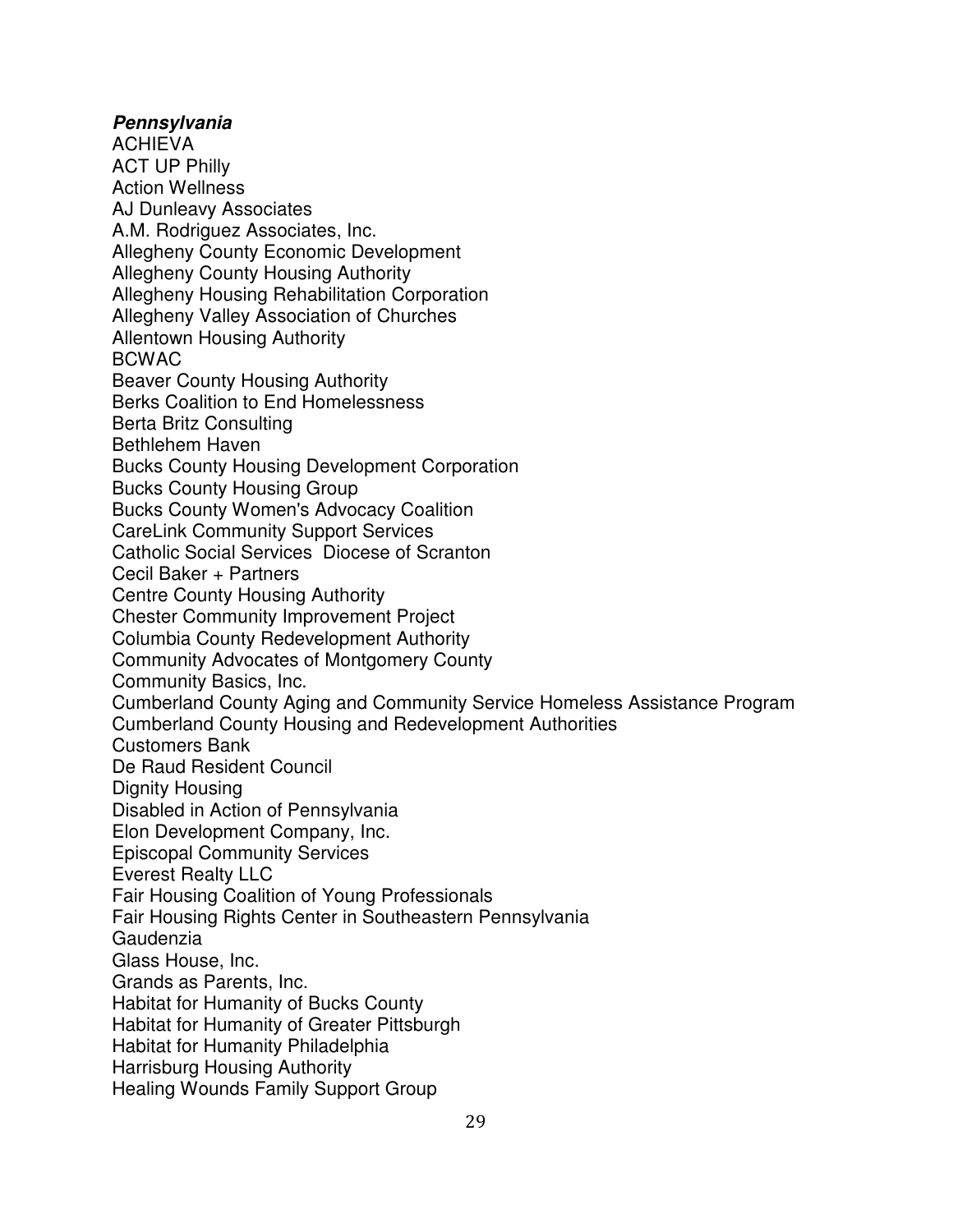***Pennsylvania***

ACHIEVA
ACT UP Philly
Action Wellness
AJ Dunleavy Associates
A.M. Rodriguez Associates, Inc.
Allegheny County Economic Development
Allegheny County Housing Authority
Allegheny Housing Rehabilitation Corporation
Allegheny Valley Association of Churches
Allentown Housing Authority
BCWAC
Beaver County Housing Authority
Berks Coalition to End Homelessness
Berta Britz Consulting
Bethlehem Haven
Bucks County Housing Development Corporation
Bucks County Housing Group
Bucks County Women's Advocacy Coalition
CareLink Community Support Services
Catholic Social Services Diocese of Scranton
Cecil Baker + Partners
Centre County Housing Authority
Chester Community Improvement Project
Columbia County Redevelopment Authority
Community Advocates of Montgomery County
Community Basics, Inc.
Cumberland County Aging and Community Service Homeless Assistance Program
Cumberland County Housing and Redevelopment Authorities
Customers Bank
De Raud Resident Council
Dignity Housing
Disabled in Action of Pennsylvania
Elon Development Company, Inc.
Episcopal Community Services
Everest Realty LLC
Fair Housing Coalition of Young Professionals
Fair Housing Rights Center in Southeastern Pennsylvania
Gaudenzia
Glass House, Inc.
Grands as Parents, Inc.
Habitat for Humanity of Bucks County
Habitat for Humanity of Greater Pittsburgh
Habitat for Humanity Philadelphia
Harrisburg Housing Authority
Healing Wounds Family Support Group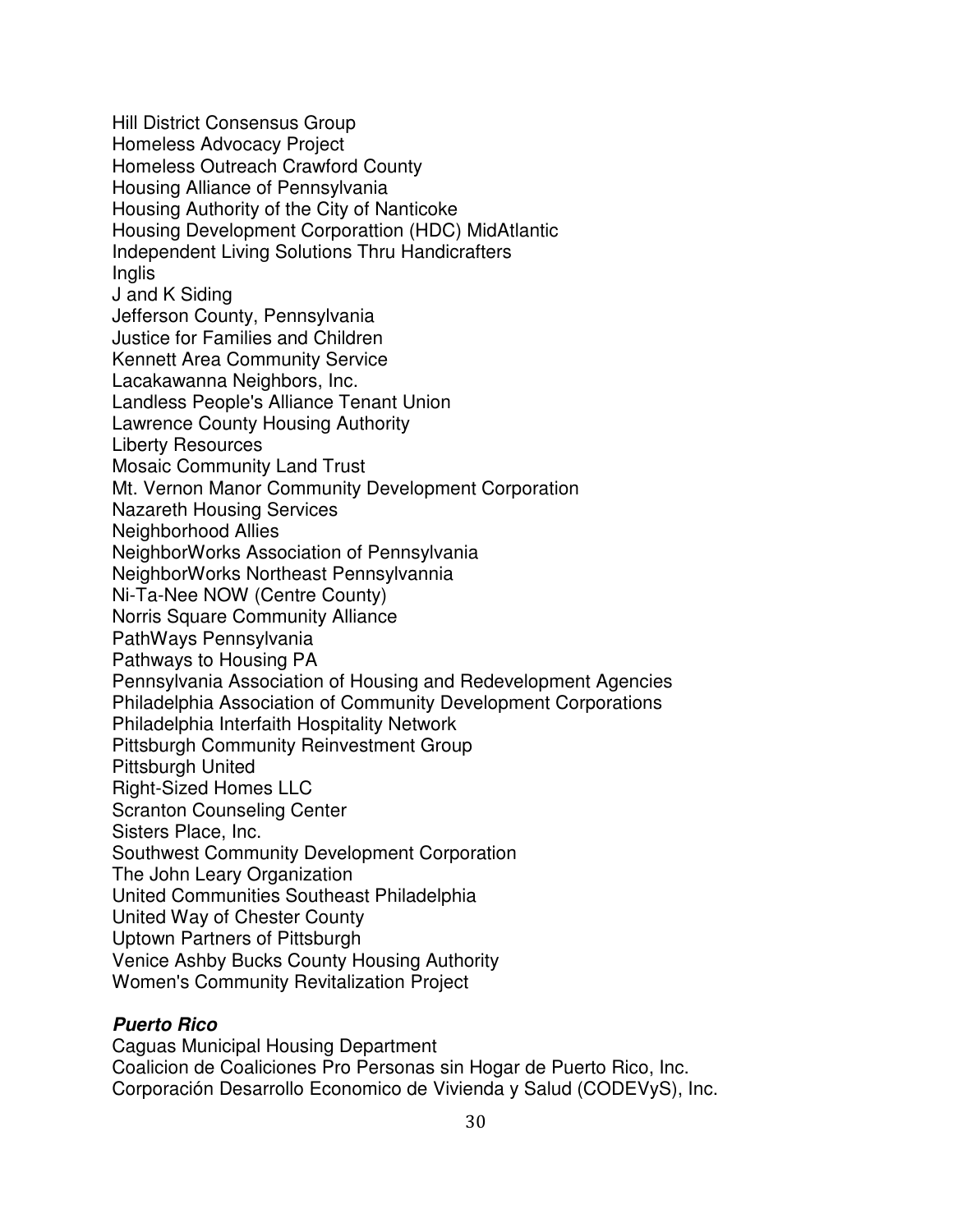Hill District Consensus Group
Homeless Advocacy Project
Homeless Outreach Crawford County
Housing Alliance of Pennsylvania
Housing Authority of the City of Nanticoke
Housing Development Corporattion (HDC) MidAtlantic
Independent Living Solutions Thru Handicrafters
Inglis
J and K Siding
Jefferson County, Pennsylvania
Justice for Families and Children
Kennett Area Community Service
Lacakawanna Neighbors, Inc.
Landless People's Alliance Tenant Union
Lawrence County Housing Authority
Liberty Resources
Mosaic Community Land Trust
Mt. Vernon Manor Community Development Corporation
Nazareth Housing Services
Neighborhood Allies
NeighborWorks Association of Pennsylvania
NeighborWorks Northeast Pennsylvannia
Ni-Ta-Nee NOW (Centre County)
Norris Square Community Alliance
PathWays Pennsylvania
Pathways to Housing PA
Pennsylvania Association of Housing and Redevelopment Agencies
Philadelphia Association of Community Development Corporations
Philadelphia Interfaith Hospitality Network
Pittsburgh Community Reinvestment Group
Pittsburgh United
Right-Sized Homes LLC
Scranton Counseling Center
Sisters Place, Inc.
Southwest Community Development Corporation
The John Leary Organization
United Communities Southeast Philadelphia
United Way of Chester County
Uptown Partners of Pittsburgh
Venice Ashby Bucks County Housing Authority
Women's Community Revitalization Project

***Puerto Rico***

Caguas Municipal Housing Department
Coalicion de Coaliciones Pro Personas sin Hogar de Puerto Rico, Inc.
Corporación Desarrollo Economico de Vivienda y Salud (CODEVyS), Inc.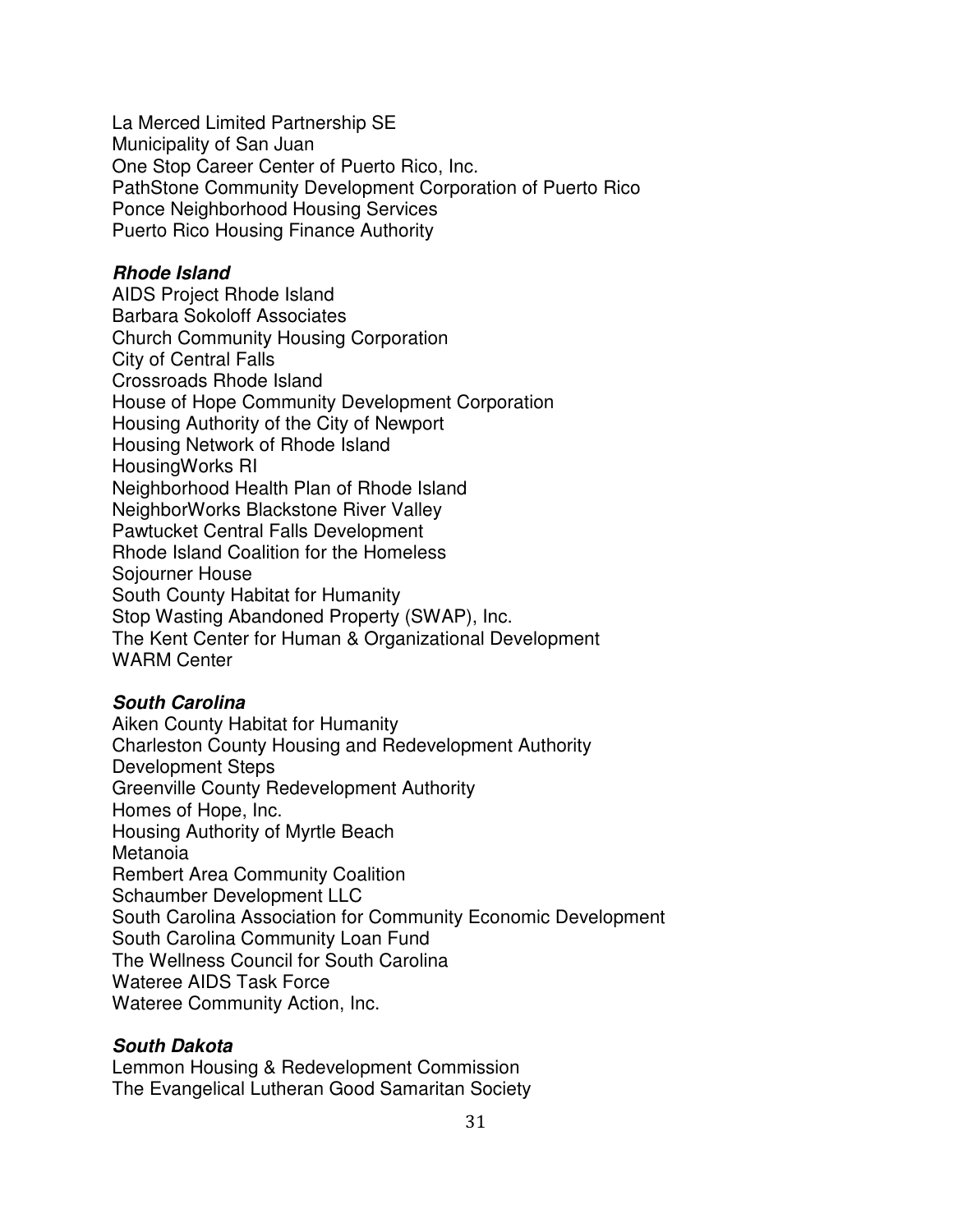La Merced Limited Partnership SE
Municipality of San Juan
One Stop Career Center of Puerto Rico, Inc.
PathStone Community Development Corporation of Puerto Rico
Ponce Neighborhood Housing Services
Puerto Rico Housing Finance Authority

***Rhode Island***

AIDS Project Rhode Island
Barbara Sokoloff Associates
Church Community Housing Corporation
City of Central Falls
Crossroads Rhode Island
House of Hope Community Development Corporation
Housing Authority of the City of Newport
Housing Network of Rhode Island
HousingWorks RI
Neighborhood Health Plan of Rhode Island
NeighborWorks Blackstone River Valley
Pawtucket Central Falls Development
Rhode Island Coalition for the Homeless
Sojourner House
South County Habitat for Humanity
Stop Wasting Abandoned Property (SWAP), Inc.
The Kent Center for Human & Organizational Development
WARM Center

***South Carolina***

Aiken County Habitat for Humanity
Charleston County Housing and Redevelopment Authority
Development Steps
Greenville County Redevelopment Authority
Homes of Hope, Inc.
Housing Authority of Myrtle Beach
Metanoia
Rembert Area Community Coalition
Schaumber Development LLC
South Carolina Association for Community Economic Development
South Carolina Community Loan Fund
The Wellness Council for South Carolina
Wateree AIDS Task Force
Wateree Community Action, Inc.

***South Dakota***

Lemmon Housing & Redevelopment Commission
The Evangelical Lutheran Good Samaritan Society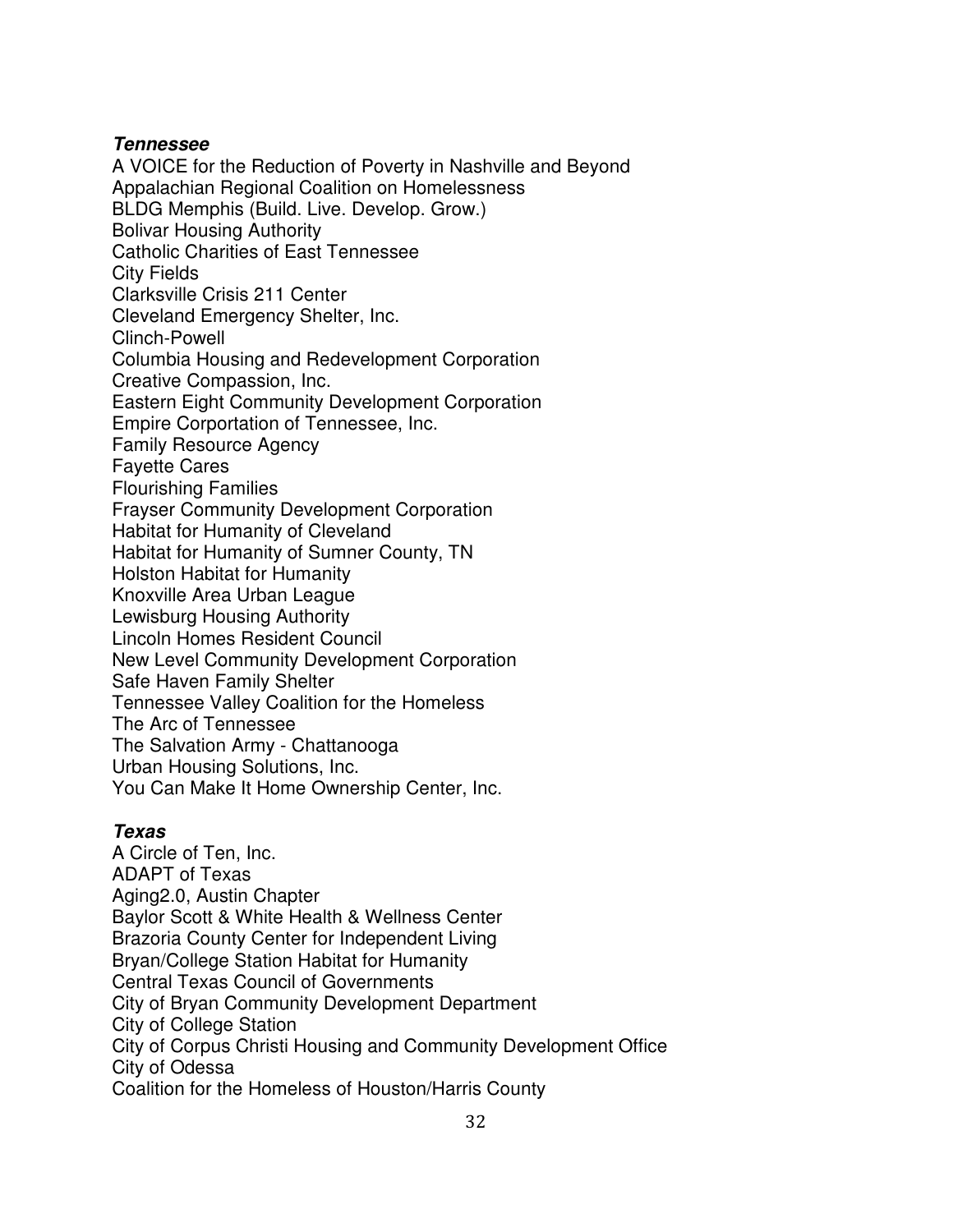***Tennessee***

A VOICE for the Reduction of Poverty in Nashville and Beyond
Appalachian Regional Coalition on Homelessness
BLDG Memphis (Build. Live. Develop. Grow.)
Bolivar Housing Authority
Catholic Charities of East Tennessee
City Fields
Clarksville Crisis 211 Center
Cleveland Emergency Shelter, Inc.
Clinch-Powell
Columbia Housing and Redevelopment Corporation
Creative Compassion, Inc.
Eastern Eight Community Development Corporation
Empire Corportation of Tennessee, Inc.
Family Resource Agency
Fayette Cares
Flourishing Families
Frayser Community Development Corporation
Habitat for Humanity of Cleveland
Habitat for Humanity of Sumner County, TN
Holston Habitat for Humanity
Knoxville Area Urban League
Lewisburg Housing Authority
Lincoln Homes Resident Council
New Level Community Development Corporation
Safe Haven Family Shelter
Tennessee Valley Coalition for the Homeless
The Arc of Tennessee
The Salvation Army - Chattanooga
Urban Housing Solutions, Inc.
You Can Make It Home Ownership Center, Inc.

***Texas***

A Circle of Ten, Inc.
ADAPT of Texas
Aging2.0, Austin Chapter
Baylor Scott & White Health & Wellness Center
Brazoria County Center for Independent Living
Bryan/College Station Habitat for Humanity
Central Texas Council of Governments
City of Bryan Community Development Department
City of College Station
City of Corpus Christi Housing and Community Development Office
City of Odessa
Coalition for the Homeless of Houston/Harris County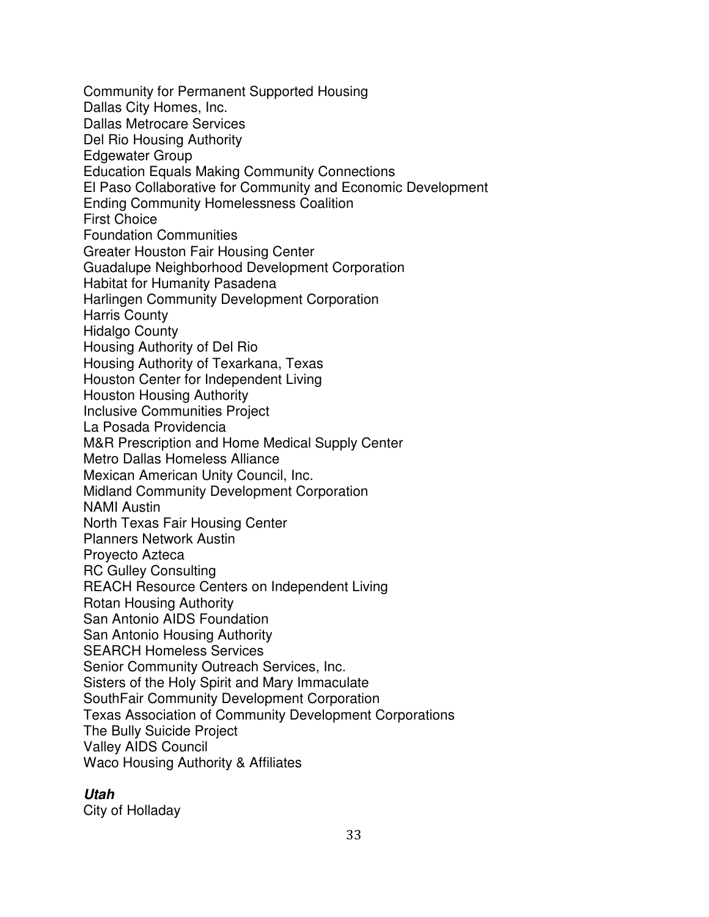Community for Permanent Supported Housing
Dallas City Homes, Inc.
Dallas Metrocare Services
Del Rio Housing Authority
Edgewater Group
Education Equals Making Community Connections
El Paso Collaborative for Community and Economic Development
Ending Community Homelessness Coalition
First Choice
Foundation Communities
Greater Houston Fair Housing Center
Guadalupe Neighborhood Development Corporation
Habitat for Humanity Pasadena
Harlingen Community Development Corporation
Harris County
Hidalgo County
Housing Authority of Del Rio
Housing Authority of Texarkana, Texas
Houston Center for Independent Living
Houston Housing Authority
Inclusive Communities Project
La Posada Providencia
M&R Prescription and Home Medical Supply Center
Metro Dallas Homeless Alliance
Mexican American Unity Council, Inc.
Midland Community Development Corporation
NAMI Austin
North Texas Fair Housing Center
Planners Network Austin
Proyecto Azteca
RC Gulley Consulting
REACH Resource Centers on Independent Living
Rotan Housing Authority
San Antonio AIDS Foundation
San Antonio Housing Authority
SEARCH Homeless Services
Senior Community Outreach Services, Inc.
Sisters of the Holy Spirit and Mary Immaculate
SouthFair Community Development Corporation
Texas Association of Community Development Corporations
The Bully Suicide Project
Valley AIDS Council
Waco Housing Authority & Affiliates

***Utah***
City of Holladay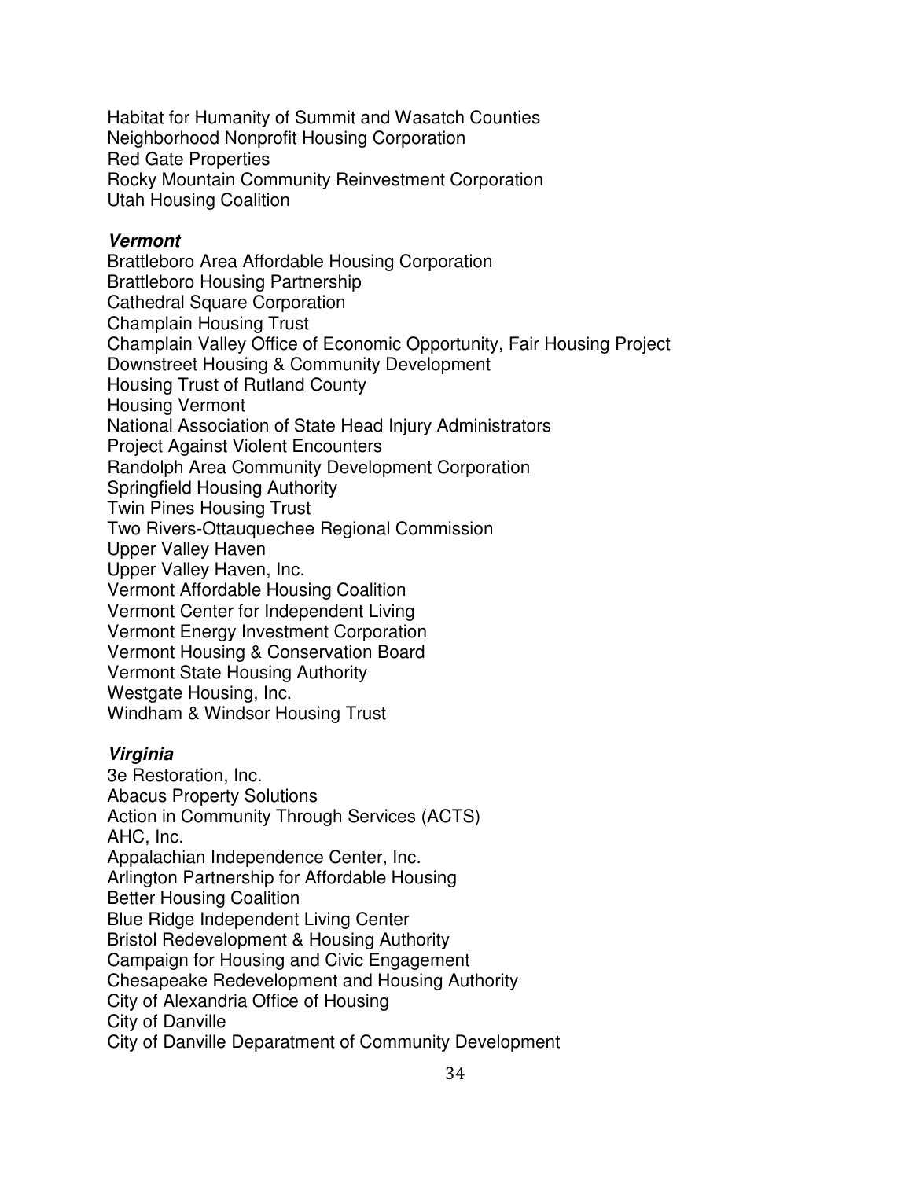Habitat for Humanity of Summit and Wasatch Counties
Neighborhood Nonprofit Housing Corporation
Red Gate Properties
Rocky Mountain Community Reinvestment Corporation
Utah Housing Coalition

***Vermont***

Brattleboro Area Affordable Housing Corporation
Brattleboro Housing Partnership
Cathedral Square Corporation
Champlain Housing Trust
Champlain Valley Office of Economic Opportunity, Fair Housing Project
Downstreet Housing & Community Development
Housing Trust of Rutland County
Housing Vermont
National Association of State Head Injury Administrators
Project Against Violent Encounters
Randolph Area Community Development Corporation
Springfield Housing Authority
Twin Pines Housing Trust
Two Rivers-Ottauquechee Regional Commission
Upper Valley Haven
Upper Valley Haven, Inc.
Vermont Affordable Housing Coalition
Vermont Center for Independent Living
Vermont Energy Investment Corporation
Vermont Housing & Conservation Board
Vermont State Housing Authority
Westgate Housing, Inc.
Windham & Windsor Housing Trust

***Virginia***

3e Restoration, Inc.
Abacus Property Solutions
Action in Community Through Services (ACTS)
AHC, Inc.
Appalachian Independence Center, Inc.
Arlington Partnership for Affordable Housing
Better Housing Coalition
Blue Ridge Independent Living Center
Bristol Redevelopment & Housing Authority
Campaign for Housing and Civic Engagement
Chesapeake Redevelopment and Housing Authority
City of Alexandria Office of Housing
City of Danville
City of Danville Deparatment of Community Development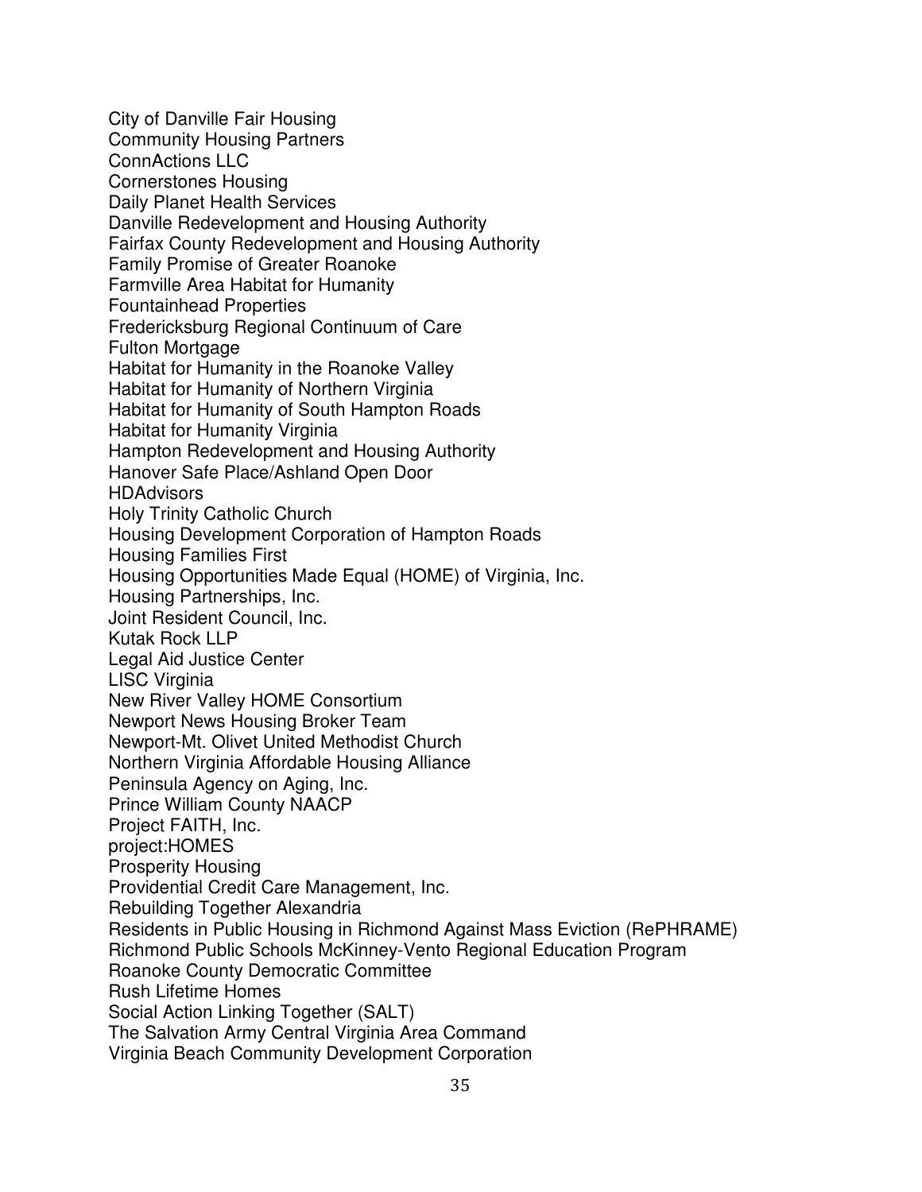City of Danville Fair Housing
Community Housing Partners
ConnActions LLC
Cornerstones Housing
Daily Planet Health Services
Danville Redevelopment and Housing Authority
Fairfax County Redevelopment and Housing Authority
Family Promise of Greater Roanoke
Farmville Area Habitat for Humanity
Fountainhead Properties
Fredericksburg Regional Continuum of Care
Fulton Mortgage
Habitat for Humanity in the Roanoke Valley
Habitat for Humanity of Northern Virginia
Habitat for Humanity of South Hampton Roads
Habitat for Humanity Virginia
Hampton Redevelopment and Housing Authority
Hanover Safe Place/Ashland Open Door
HDAdvisors
Holy Trinity Catholic Church
Housing Development Corporation of Hampton Roads
Housing Families First
Housing Opportunities Made Equal (HOME) of Virginia, Inc.
Housing Partnerships, Inc.
Joint Resident Council, Inc.
Kutak Rock LLP
Legal Aid Justice Center
LISC Virginia
New River Valley HOME Consortium
Newport News Housing Broker Team
Newport-Mt. Olivet United Methodist Church
Northern Virginia Affordable Housing Alliance
Peninsula Agency on Aging, Inc.
Prince William County NAACP
Project FAITH, Inc.
project:HOMES
Prosperity Housing
Providential Credit Care Management, Inc.
Rebuilding Together Alexandria
Residents in Public Housing in Richmond Against Mass Eviction (RePHRAME)
Richmond Public Schools McKinney-Vento Regional Education Program
Roanoke County Democratic Committee
Rush Lifetime Homes
Social Action Linking Together (SALT)
The Salvation Army Central Virginia Area Command
Virginia Beach Community Development Corporation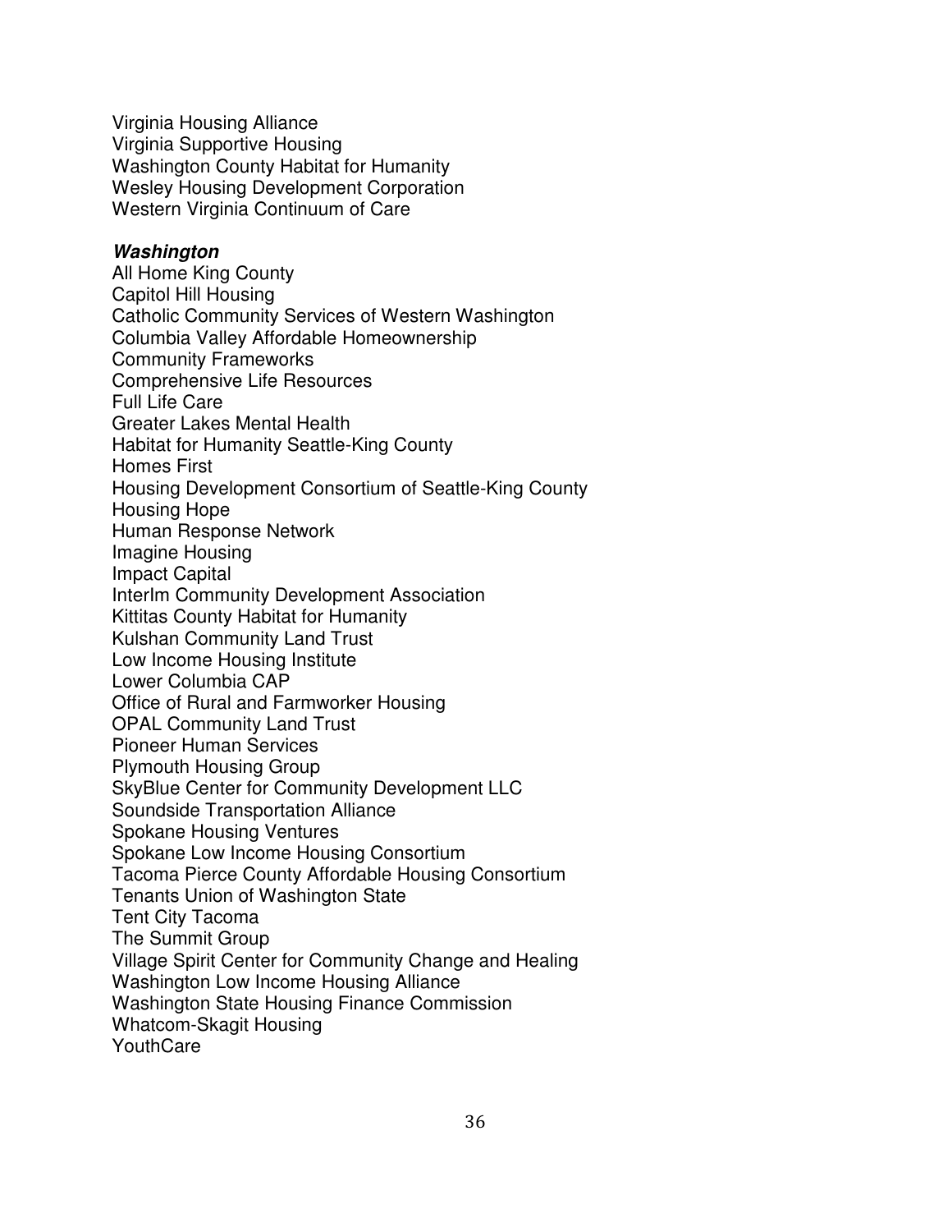Virginia Housing Alliance
Virginia Supportive Housing
Washington County Habitat for Humanity
Wesley Housing Development Corporation
Western Virginia Continuum of Care

***Washington***

All Home King County
Capitol Hill Housing
Catholic Community Services of Western Washington
Columbia Valley Affordable Homeownership
Community Frameworks
Comprehensive Life Resources
Full Life Care
Greater Lakes Mental Health
Habitat for Humanity Seattle-King County
Homes First
Housing Development Consortium of Seattle-King County
Housing Hope
Human Response Network
Imagine Housing
Impact Capital
InterIm Community Development Association
Kittitas County Habitat for Humanity
Kulshan Community Land Trust
Low Income Housing Institute
Lower Columbia CAP
Office of Rural and Farmworker Housing
OPAL Community Land Trust
Pioneer Human Services
Plymouth Housing Group
SkyBlue Center for Community Development LLC
Soundside Transportation Alliance
Spokane Housing Ventures
Spokane Low Income Housing Consortium
Tacoma Pierce County Affordable Housing Consortium
Tenants Union of Washington State
Tent City Tacoma
The Summit Group
Village Spirit Center for Community Change and Healing
Washington Low Income Housing Alliance
Washington State Housing Finance Commission
Whatcom-Skagit Housing
YouthCare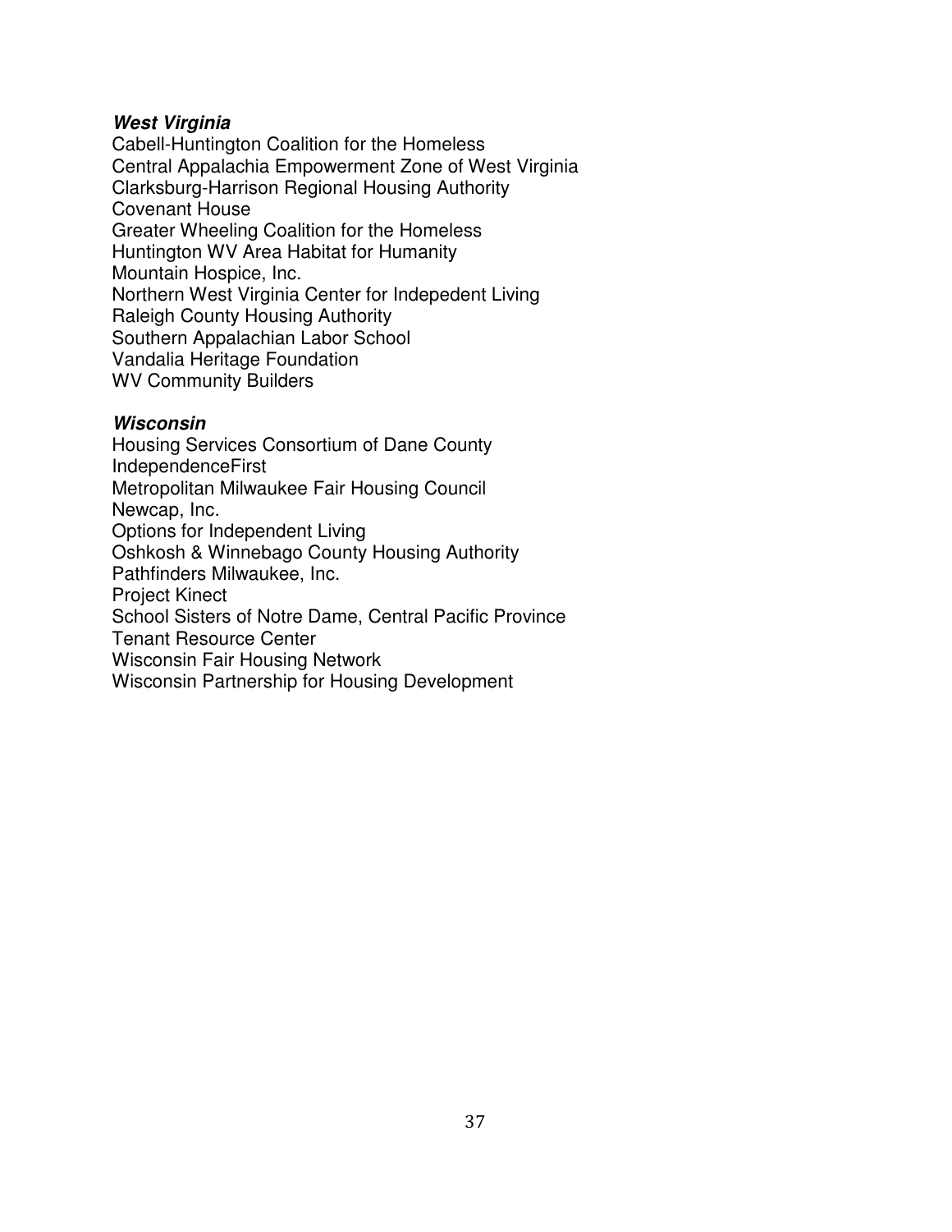***West Virginia***

Cabell-Huntington Coalition for the Homeless
Central Appalachia Empowerment Zone of West Virginia
Clarksburg-Harrison Regional Housing Authority
Covenant House
Greater Wheeling Coalition for the Homeless
Huntington WV Area Habitat for Humanity
Mountain Hospice, Inc.
Northern West Virginia Center for Indepedent Living
Raleigh County Housing Authority
Southern Appalachian Labor School
Vandalia Heritage Foundation
WV Community Builders

***Wisconsin***

Housing Services Consortium of Dane County
IndependenceFirst
Metropolitan Milwaukee Fair Housing Council
Newcap, Inc.
Options for Independent Living
Oshkosh & Winnebago County Housing Authority
Pathfinders Milwaukee, Inc.
Project Kinect
School Sisters of Notre Dame, Central Pacific Province
Tenant Resource Center
Wisconsin Fair Housing Network
Wisconsin Partnership for Housing Development